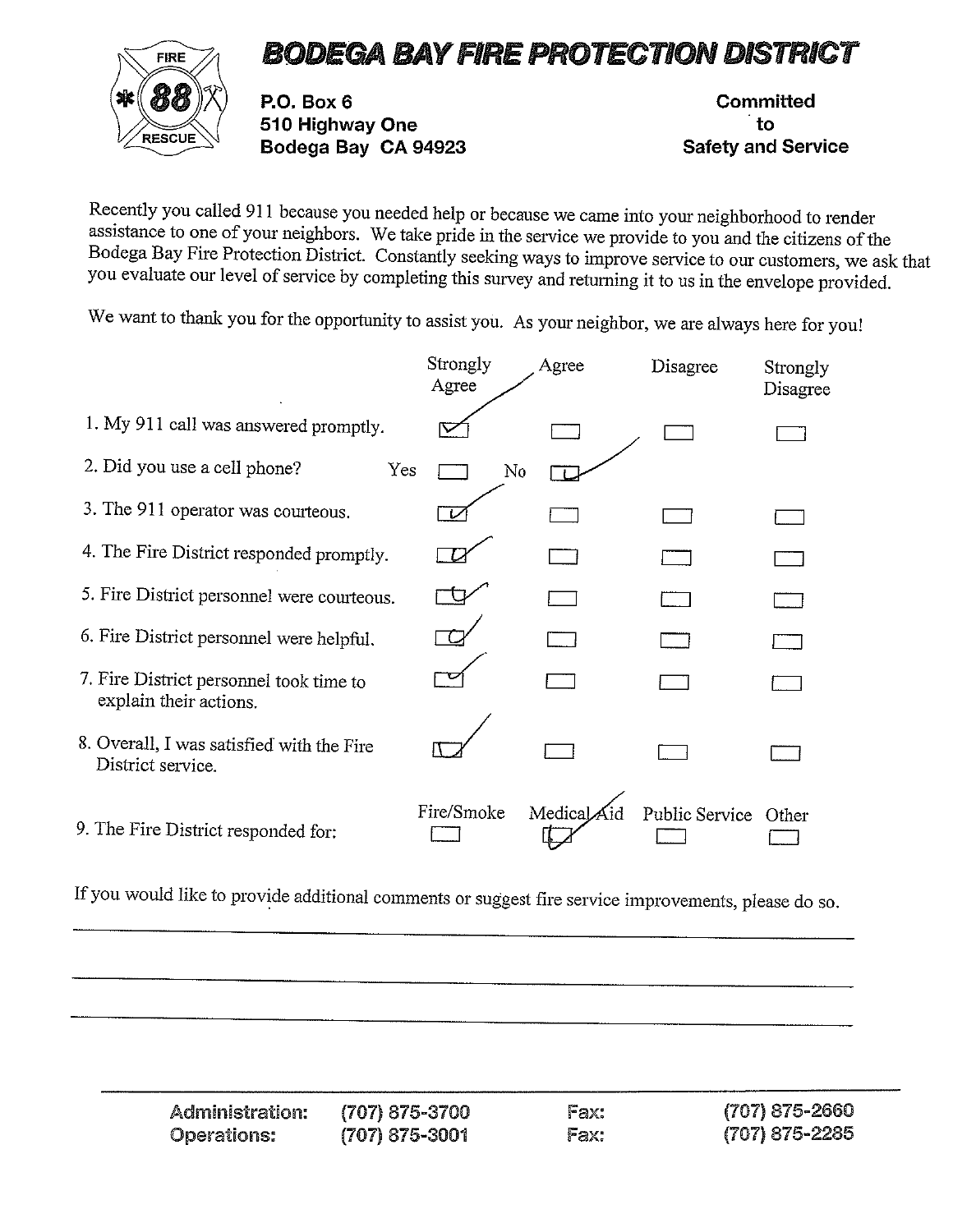# BODEGA BAY FIRE PROTECTION DISTRICT

FIRE 88 RESCUE

**P.O. Box 6**
**510 Highway One**
**Bodega Bay CA 94923**

**Committed to Safety and Service**

Recently you called 911 because you needed help or because we came into your neighborhood to render assistance to one of your neighbors. We take pride in the service we provide to you and the citizens of the Bodega Bay Fire Protection District. Constantly seeking ways to improve service to our customers, we ask that you evaluate our level of service by completing this survey and returning it to us in the envelope provided.

We want to thank you for the opportunity to assist you. As your neighbor, we are always here for you!

| | Strongly Agree | Agree | Disagree | Strongly Disagree |
|---|---|---|---|---|
| 1. My 911 call was answered promptly. | ☑ | ☐ | ☐ | ☐ |
| 2. Did you use a cell phone? | Yes ☐ | No ☑ | | |
| 3. The 911 operator was courteous. | ☑ | ☐ | ☐ | ☐ |
| 4. The Fire District responded promptly. | ☑ | ☐ | ☐ | ☐ |
| 5. Fire District personnel were courteous. | ☑ | ☐ | ☐ | ☐ |
| 6. Fire District personnel were helpful. | ☑ | ☐ | ☐ | ☐ |
| 7. Fire District personnel took time to explain their actions. | ☑ | ☐ | ☐ | ☐ |
| 8. Overall, I was satisfied with the Fire District service. | ☑ | ☐ | ☐ | ☐ |

| | Fire/Smoke | Medical Aid | Public Service | Other |
|---|---|---|---|---|
| 9. The Fire District responded for: | ☐ | ☑ | ☐ | ☐ |

If you would like to provide additional comments or suggest fire service improvements, please do so.

______________________________________________

______________________________________________

______________________________________________

**Administration:** (707) 875-3700 **Fax:** (707) 875-2660
**Operations:** (707) 875-3001 **Fax:** (707) 875-2285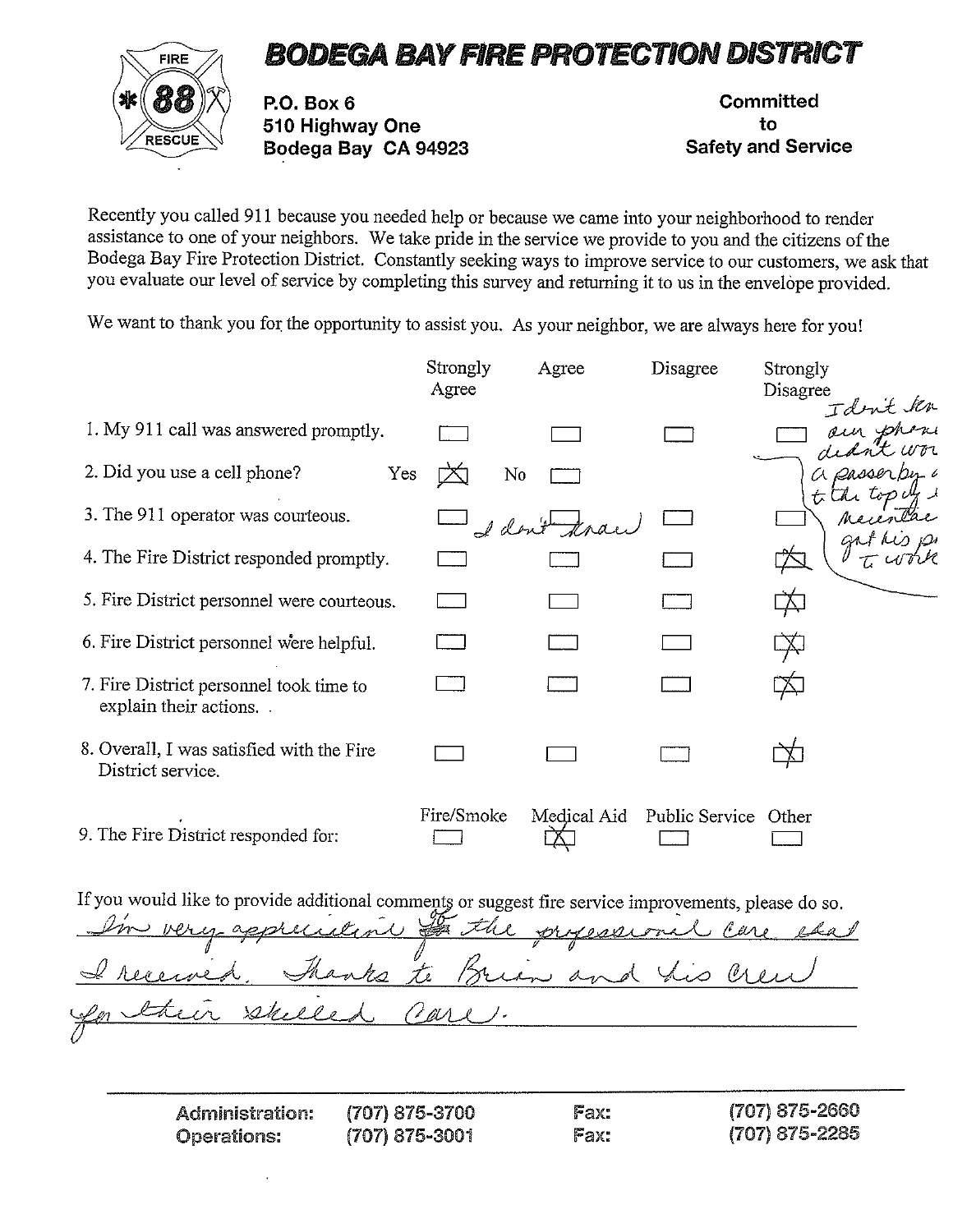# BODEGA BAY FIRE PROTECTION DISTRICT

FIRE 88 RESCUE

P.O. Box 6
510 Highway One
Bodega Bay CA 94923

**Committed to Safety and Service**

Recently you called 911 because you needed help or because we came into your neighborhood to render assistance to one of your neighbors. We take pride in the service we provide to you and the citizens of the Bodega Bay Fire Protection District. Constantly seeking ways to improve service to our customers, we ask that you evaluate our level of service by completing this survey and returning it to us in the envelope provided.

We want to thank you for the opportunity to assist you. As your neighbor, we are always here for you!

| | Strongly Agree | Agree | Disagree | Strongly Disagree |
|---|---|---|---|---|
| 1. My 911 call was answered promptly. | ☐ | ☐ | ☐ | ☐ |
| 2. Did you use a cell phone? | Yes ☒ | No ☐ | | |
| 3. The 911 operator was courteous. | ☐ | ☐ *I don't know* | ☐ | ☐ |
| 4. The Fire District responded promptly. | ☐ | ☐ | ☐ | ☒ |
| 5. Fire District personnel were courteous. | ☐ | ☐ | ☐ | ☒ |
| 6. Fire District personnel were helpful. | ☐ | ☐ | ☐ | ☒ |
| 7. Fire District personnel took time to explain their actions. | ☐ | ☐ | ☐ | ☒ |
| 8. Overall, I was satisfied with the Fire District service. | ☐ | ☐ | ☐ | ☒ |

*Handwritten note beside questions 1–4:* I don't kn[ow] our phone didn't wo[rk] a passerby [...] to the top of [the] mountain got his p[hone] to work

| | Fire/Smoke | Medical Aid | Public Service | Other |
|---|---|---|---|---|
| 9. The Fire District responded for: | ☐ | ☒ | ☐ | ☐ |

If you would like to provide additional comments or suggest fire service improvements, please do so.

*I'm very appreciative for the professional care that I received. Thanks to Brian and his crew for their skilled care.*

| | | | |
|---|---|---|---|
| **Administration:** | (707) 875-3700 | Fax: | (707) 875-2660 |
| **Operations:** | (707) 875-3001 | Fax: | (707) 875-2285 |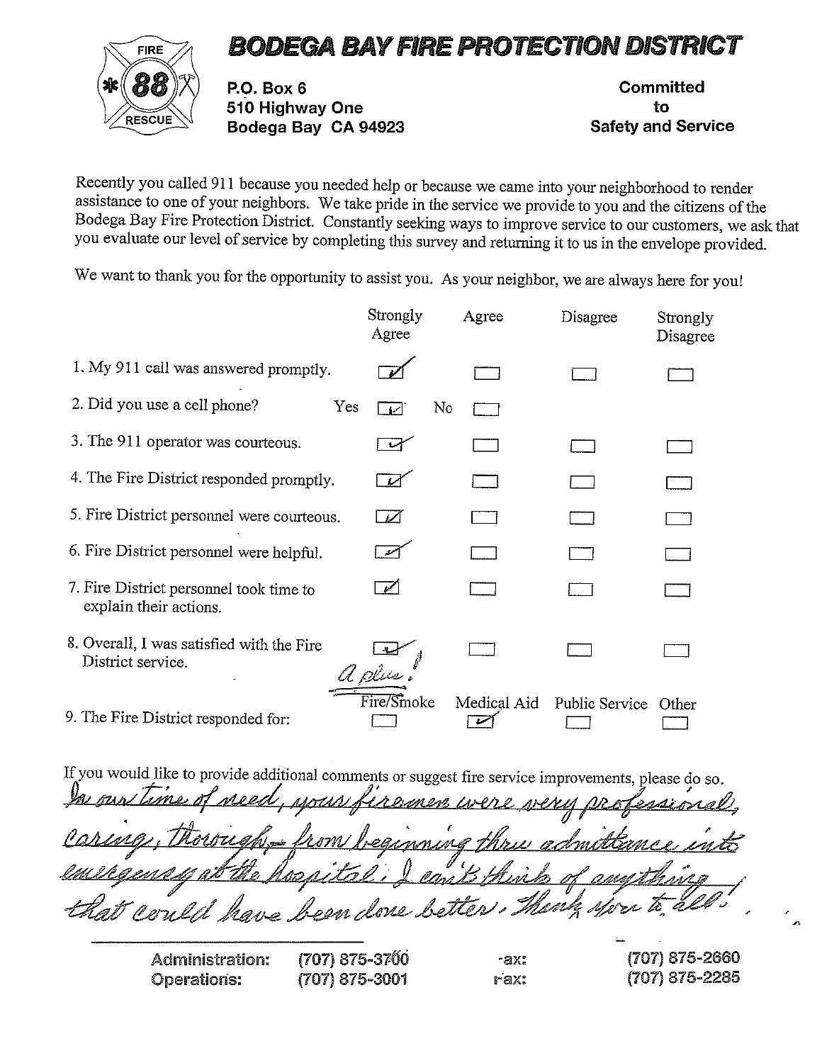# BODEGA BAY FIRE PROTECTION DISTRICT

FIRE 88 RESCUE

P.O. Box 6
510 Highway One
Bodega Bay CA 94923

**Committed to Safety and Service**

Recently you called 911 because you needed help or because we came into your neighborhood to render assistance to one of your neighbors. We take pride in the service we provide to you and the citizens of the Bodega Bay Fire Protection District. Constantly seeking ways to improve service to our customers, we ask that you evaluate our level of service by completing this survey and returning it to us in the envelope provided.

We want to thank you for the opportunity to assist you. As your neighbor, we are always here for you!

| | Strongly Agree | Agree | Disagree | Strongly Disagree |
|---|---|---|---|---|
| 1. My 911 call was answered promptly. | ☑ | ☐ | ☐ | ☐ |
| 2. Did you use a cell phone? | Yes ☑ | No ☐ | | |
| 3. The 911 operator was courteous. | ☑ | ☐ | ☐ | ☐ |
| 4. The Fire District responded promptly. | ☑ | ☐ | ☐ | ☐ |
| 5. Fire District personnel were courteous. | ☑ | ☐ | ☐ | ☐ |
| 6. Fire District personnel were helpful. | ☑ | ☐ | ☐ | ☐ |
| 7. Fire District personnel took time to explain their actions. | ☑ | ☐ | ☐ | ☐ |
| 8. Overall, I was satisfied with the Fire District service. | ☑ *a plus!* | ☐ | ☐ | ☐ |

| | Fire/Smoke | Medical Aid | Public Service | Other |
|---|---|---|---|---|
| 9. The Fire District responded for: | ☐ | ☑ | ☐ | ☐ |

If you would like to provide additional comments or suggest fire service improvements, please do so.

*In our time of need, your firemen were very professional, caring, thorough - from beginning thru admittance into emergency at the hospital. I can't think of anything that could have been done better. Thank you to all!*

| | | | |
|---|---|---|---|
| **Administration:** | (707) 875-3700 | Fax: | (707) 875-2660 |
| **Operations:** | (707) 875-3001 | Fax: | (707) 875-2285 |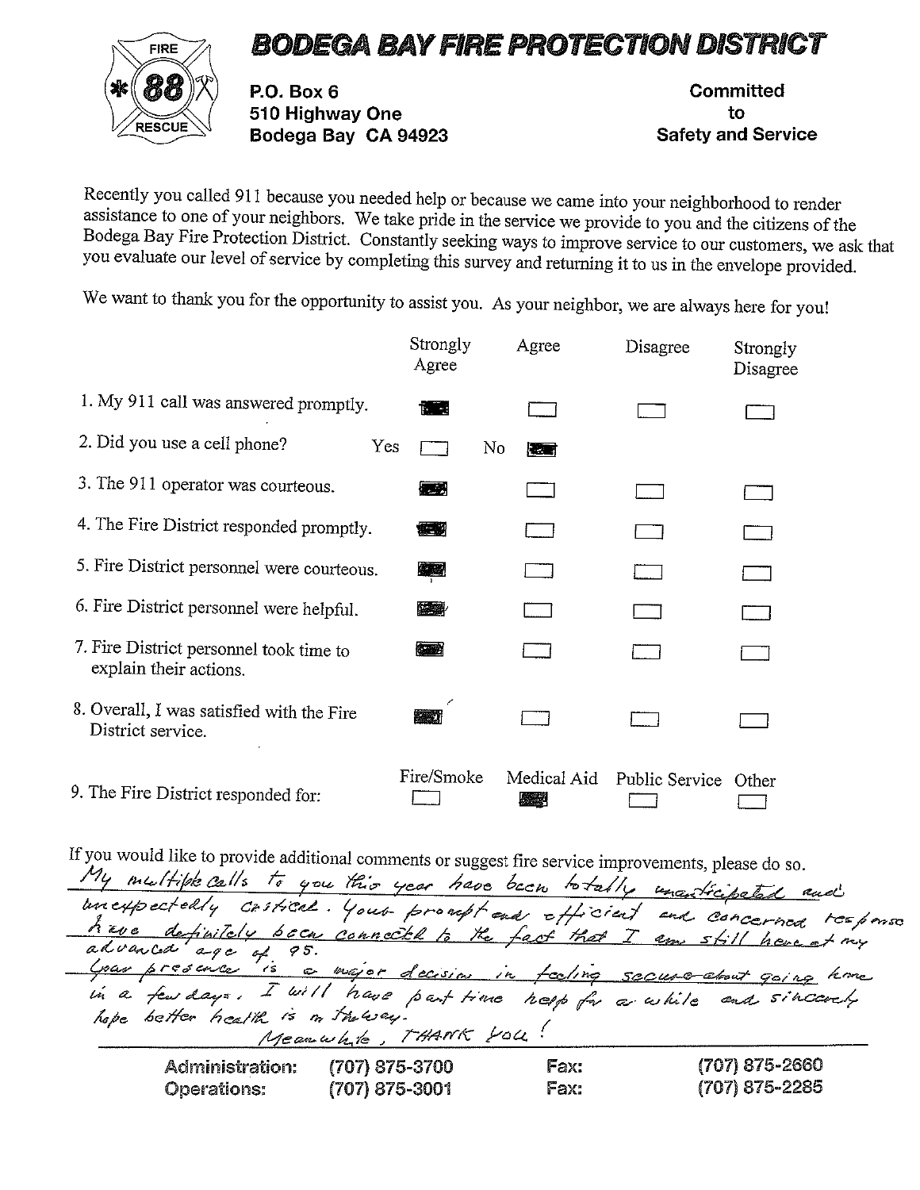# BODEGA BAY FIRE PROTECTION DISTRICT

FIRE 88 RESCUE

P.O. Box 6
510 Highway One
Bodega Bay CA 94923

Committed
to
Safety and Service

Recently you called 911 because you needed help or because we came into your neighborhood to render assistance to one of your neighbors. We take pride in the service we provide to you and the citizens of the Bodega Bay Fire Protection District. Constantly seeking ways to improve service to our customers, we ask that you evaluate our level of service by completing this survey and returning it to us in the envelope provided.

We want to thank you for the opportunity to assist you. As your neighbor, we are always here for you!

| | Strongly Agree | Agree | Disagree | Strongly Disagree |
|---|---|---|---|---|
| 1. My 911 call was answered promptly. | ■ | ☐ | ☐ | ☐ |
| 2. Did you use a cell phone? | Yes ☐ | No ■ | | |
| 3. The 911 operator was courteous. | ■ | ☐ | ☐ | ☐ |
| 4. The Fire District responded promptly. | ■ | ☐ | ☐ | ☐ |
| 5. Fire District personnel were courteous. | ■ | ☐ | ☐ | ☐ |
| 6. Fire District personnel were helpful. | ■ | ☐ | ☐ | ☐ |
| 7. Fire District personnel took time to explain their actions. | ■ | ☐ | ☐ | ☐ |
| 8. Overall, I was satisfied with the Fire District service. | ■ | ☐ | ☐ | ☐ |

| | Fire/Smoke | Medical Aid | Public Service | Other |
|---|---|---|---|---|
| 9. The Fire District responded for: | ☐ | ■ | ☐ | ☐ |

If you would like to provide additional comments or suggest fire service improvements, please do so.

*My multiple calls to you this year have been totally unanticipated and unexpectedly critical. Your prompt and efficient and concerned response have definitely been connected to the fact that I am still here at my advanced age of 95.*
*Your presence is a major decision in feeling secure about going home in a few days. I will have part time help for a while and sincerely hope better health is on the way.*
*Meanwhile, THANK YOU!*

| | | | |
|---|---|---|---|
| **Administration:** | (707) 875-3700 | **Fax:** | (707) 875-2660 |
| **Operations:** | (707) 875-3001 | **Fax:** | (707) 875-2285 |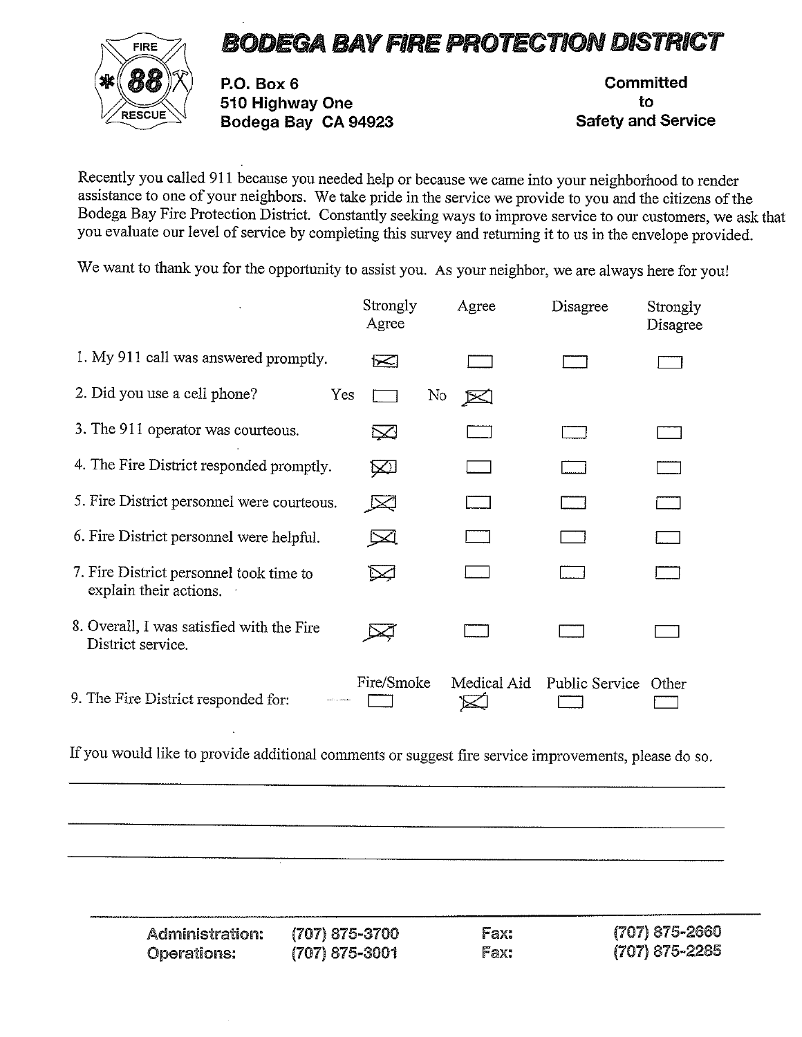# BODEGA BAY FIRE PROTECTION DISTRICT

FIRE 88 RESCUE

P.O. Box 6
510 Highway One
Bodega Bay CA 94923

**Committed to Safety and Service**

Recently you called 911 because you needed help or because we came into your neighborhood to render assistance to one of your neighbors. We take pride in the service we provide to you and the citizens of the Bodega Bay Fire Protection District. Constantly seeking ways to improve service to our customers, we ask that you evaluate our level of service by completing this survey and returning it to us in the envelope provided.

We want to thank you for the opportunity to assist you. As your neighbor, we are always here for you!

| | Strongly Agree | Agree | Disagree | Strongly Disagree |
|---|---|---|---|---|
| 1. My 911 call was answered promptly. | X | | | |
| 3. The 911 operator was courteous. | X | | | |
| 4. The Fire District responded promptly. | X | | | |
| 5. Fire District personnel were courteous. | X | | | |
| 6. Fire District personnel were helpful. | X | | | |
| 7. Fire District personnel took time to explain their actions. | X | | | |
| 8. Overall, I was satisfied with the Fire District service. | X | | | |

2. Did you use a cell phone? Yes ☐ No ☒

| | Fire/Smoke | Medical Aid | Public Service | Other |
|---|---|---|---|---|
| 9. The Fire District responded for: | | X | | |

If you would like to provide additional comments or suggest fire service improvements, please do so.

\_\_\_\_\_\_\_\_\_\_\_\_\_\_\_\_\_\_\_\_\_\_\_\_\_\_\_\_\_\_\_\_\_\_\_\_\_\_\_\_

\_\_\_\_\_\_\_\_\_\_\_\_\_\_\_\_\_\_\_\_\_\_\_\_\_\_\_\_\_\_\_\_\_\_\_\_\_\_\_\_

\_\_\_\_\_\_\_\_\_\_\_\_\_\_\_\_\_\_\_\_\_\_\_\_\_\_\_\_\_\_\_\_\_\_\_\_\_\_\_\_

| | | | |
|---|---|---|---|
| **Administration:** | (707) 875-3700 | **Fax:** | (707) 875-2660 |
| **Operations:** | (707) 875-3001 | **Fax:** | (707) 875-2285 |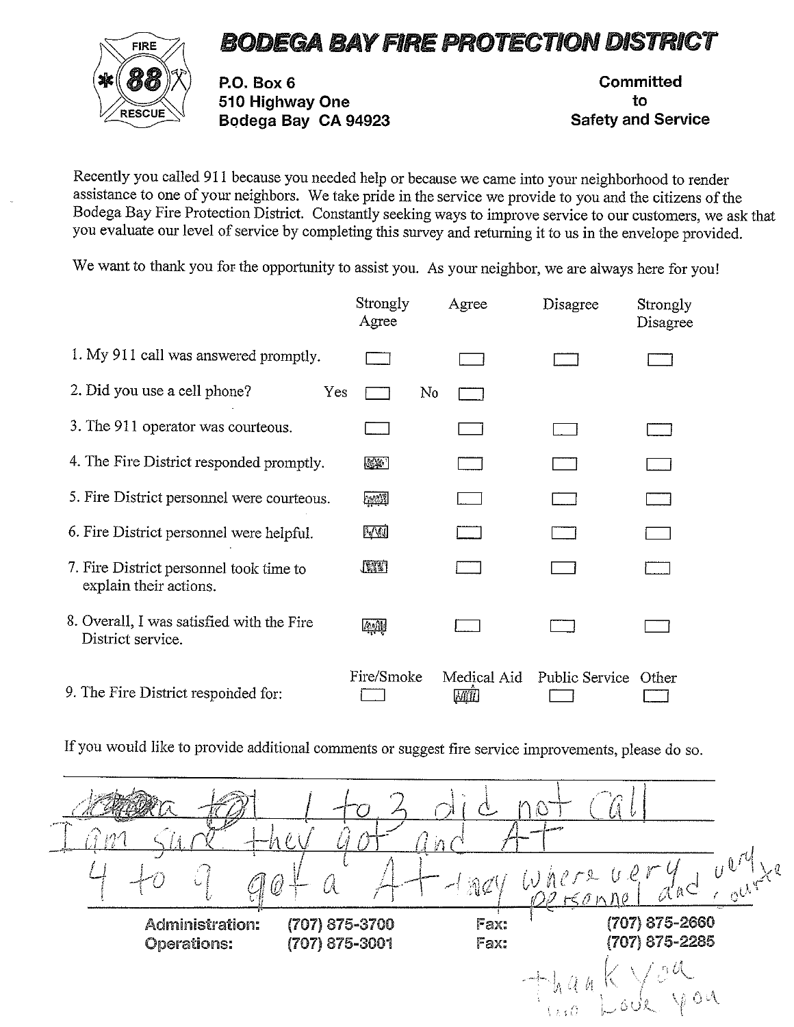# BODEGA BAY FIRE PROTECTION DISTRICT

FIRE 88 RESCUE

P.O. Box 6
510 Highway One
Bodega Bay CA 94923

**Committed to Safety and Service**

Recently you called 911 because you needed help or because we came into your neighborhood to render assistance to one of your neighbors. We take pride in the service we provide to you and the citizens of the Bodega Bay Fire Protection District. Constantly seeking ways to improve service to our customers, we ask that you evaluate our level of service by completing this survey and returning it to us in the envelope provided.

We want to thank you for the opportunity to assist you. As your neighbor, we are always here for you!

| | Strongly Agree | Agree | Disagree | Strongly Disagree |
|---|---|---|---|---|
| 1. My 911 call was answered promptly. | ☐ | ☐ | ☐ | ☐ |
| 2. Did you use a cell phone? | Yes ☐ | No ☐ | | |
| 3. The 911 operator was courteous. | ☐ | ☐ | ☐ | ☐ |
| 4. The Fire District responded promptly. | ☒ | ☐ | ☐ | ☐ |
| 5. Fire District personnel were courteous. | ☒ | ☐ | ☐ | ☐ |
| 6. Fire District personnel were helpful. | ☒ | ☐ | ☐ | ☐ |
| 7. Fire District personnel took time to explain their actions. | ☒ | ☐ | ☐ | ☐ |
| 8. Overall, I was satisfied with the Fire District service. | ☒ | ☐ | ☐ | ☐ |

| | Fire/Smoke | Medical Aid | Public Service | Other |
|---|---|---|---|---|
| 9. The Fire District responded for: | ☐ | ☒ | ☐ | ☐ |

If you would like to provide additional comments or suggest fire service improvements, please do so.

~~a~~ 1 to 3 did not call
I am sure they got and A+
4 to 9 got a A+ they where very personnel and very courte

thank you
we love you

Administration: (707) 875-3700 Fax: (707) 875-2660
Operations: (707) 875-3001 Fax: (707) 875-2285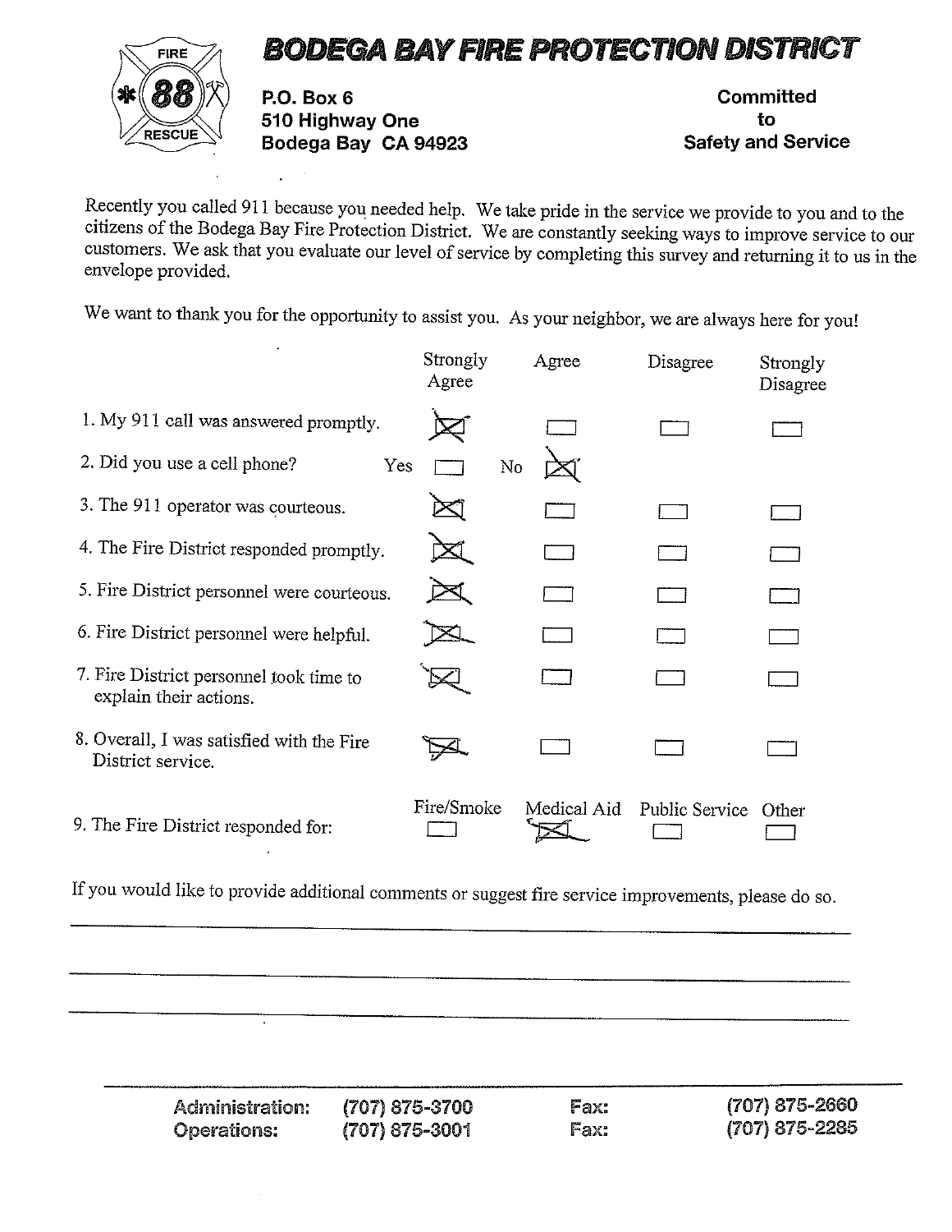# BODEGA BAY FIRE PROTECTION DISTRICT

FIRE 88 RESCUE

P.O. Box 6
510 Highway One
Bodega Bay CA 94923

**Committed to Safety and Service**

Recently you called 911 because you needed help. We take pride in the service we provide to you and to the citizens of the Bodega Bay Fire Protection District. We are constantly seeking ways to improve service to our customers. We ask that you evaluate our level of service by completing this survey and returning it to us in the envelope provided.

We want to thank you for the opportunity to assist you. As your neighbor, we are always here for you!

| | Strongly Agree | Agree | Disagree | Strongly Disagree |
|---|---|---|---|---|
| 1. My 911 call was answered promptly. | ☒ | ☐ | ☐ | ☐ |
| 3. The 911 operator was courteous. | ☒ | ☐ | ☐ | ☐ |
| 4. The Fire District responded promptly. | ☒ | ☐ | ☐ | ☐ |
| 5. Fire District personnel were courteous. | ☒ | ☐ | ☐ | ☐ |
| 6. Fire District personnel were helpful. | ☒ | ☐ | ☐ | ☐ |
| 7. Fire District personnel took time to explain their actions. | ☒ | ☐ | ☐ | ☐ |
| 8. Overall, I was satisfied with the Fire District service. | ☒ | ☐ | ☐ | ☐ |

2. Did you use a cell phone? Yes ☐ No ☒

9. The Fire District responded for:

| Fire/Smoke | Medical Aid | Public Service | Other |
|---|---|---|---|
| ☐ | ☒ | ☐ | ☐ |

If you would like to provide additional comments or suggest fire service improvements, please do so.

\_\_\_\_\_\_\_\_\_\_\_\_\_\_\_\_\_\_\_\_\_\_\_\_\_\_\_\_\_\_\_\_\_\_\_\_\_\_\_\_

\_\_\_\_\_\_\_\_\_\_\_\_\_\_\_\_\_\_\_\_\_\_\_\_\_\_\_\_\_\_\_\_\_\_\_\_\_\_\_\_

\_\_\_\_\_\_\_\_\_\_\_\_\_\_\_\_\_\_\_\_\_\_\_\_\_\_\_\_\_\_\_\_\_\_\_\_\_\_\_\_

| | | | |
|---|---|---|---|
| Administration: | (707) 875-3700 | Fax: | (707) 875-2660 |
| Operations: | (707) 875-3001 | Fax: | (707) 875-2285 |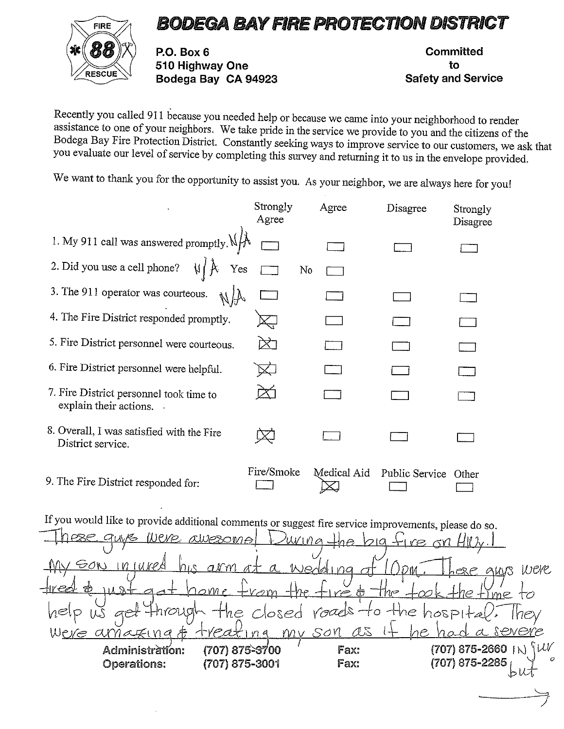# BODEGA BAY FIRE PROTECTION DISTRICT

FIRE 88 RESCUE

P.O. Box 6
510 Highway One
Bodega Bay CA 94923

**Committed to Safety and Service**

Recently you called 911 because you needed help or because we came into your neighborhood to render assistance to one of your neighbors. We take pride in the service we provide to you and the citizens of the Bodega Bay Fire Protection District. Constantly seeking ways to improve service to our customers, we ask that you evaluate our level of service by completing this survey and returning it to us in the envelope provided.

We want to thank you for the opportunity to assist you. As your neighbor, we are always here for you!

| | Strongly Agree | Agree | Disagree | Strongly Disagree |
|---|---|---|---|---|
| 1. My 911 call was answered promptly. N/A | ☐ | ☐ | ☐ | ☐ |
| 2. Did you use a cell phone? N/A | Yes ☐ | No ☐ | | |
| 3. The 911 operator was courteous. N/A | ☐ | ☐ | ☐ | ☐ |
| 4. The Fire District responded promptly. | ☒ | ☐ | ☐ | ☐ |
| 5. Fire District personnel were courteous. | ☒ | ☐ | ☐ | ☐ |
| 6. Fire District personnel were helpful. | ☒ | ☐ | ☐ | ☐ |
| 7. Fire District personnel took time to explain their actions. | ☒ | ☐ | ☐ | ☐ |
| 8. Overall, I was satisfied with the Fire District service. | ☒ | ☐ | ☐ | ☐ |

| | Fire/Smoke | Medical Aid | Public Service | Other |
|---|---|---|---|---|
| 9. The Fire District responded for: | ☐ | ☒ | ☐ | ☐ |

If you would like to provide additional comments or suggest fire service improvements, please do so.

These guys were awesome! During the big fire on Hwy. 1 My son injured his arm at a wedding at 10pm. These guys were tired & just got home from the fire & the took the time to help us get through the closed roads to the hospital. They were amazing & treating my son as if he had a severe injur but →

Administration: (707) 875-3700 Fax: (707) 875-2660
Operations: (707) 875-3001 Fax: (707) 875-2285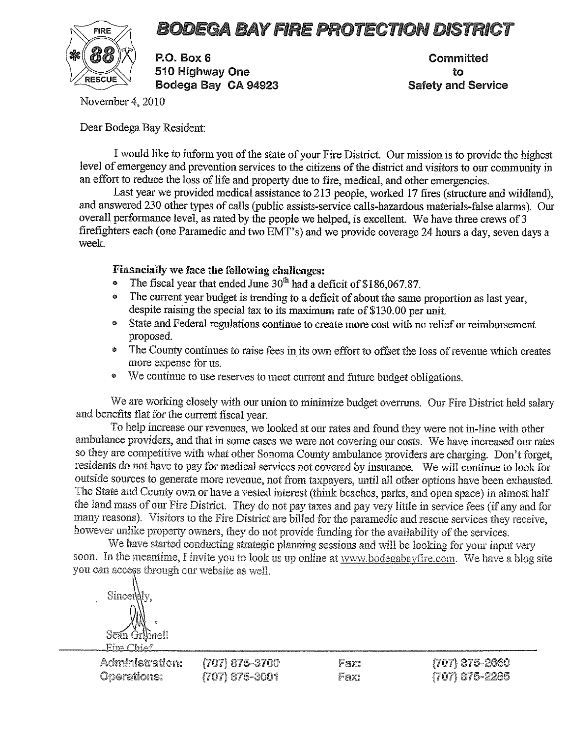# BODEGA BAY FIRE PROTECTION DISTRICT

FIRE 88 RESCUE

P.O. Box 6
510 Highway One
Bodega Bay CA 94923

Committed
to
Safety and Service

November 4, 2010

Dear Bodega Bay Resident:

I would like to inform you of the state of your Fire District. Our mission is to provide the highest level of emergency and prevention services to the citizens of the district and visitors to our community in an effort to reduce the loss of life and property due to fire, medical, and other emergencies.

Last year we provided medical assistance to 213 people, worked 17 fires (structure and wildland), and answered 230 other types of calls (public assists-service calls-hazardous materials-false alarms). Our overall performance level, as rated by the people we helped, is excellent. We have three crews of 3 firefighters each (one Paramedic and two EMT's) and we provide coverage 24 hours a day, seven days a week.

**Financially we face the following challenges:**

- The fiscal year that ended June 30th had a deficit of $186,067.87.
- The current year budget is trending to a deficit of about the same proportion as last year, despite raising the special tax to its maximum rate of $130.00 per unit.
- State and Federal regulations continue to create more cost with no relief or reimbursement proposed.
- The County continues to raise fees in its own effort to offset the loss of revenue which creates more expense for us.
- We continue to use reserves to meet current and future budget obligations.

We are working closely with our union to minimize budget overruns. Our Fire District held salary and benefits flat for the current fiscal year.

To help increase our revenues, we looked at our rates and found they were not in-line with other ambulance providers, and that in some cases we were not covering our costs. We have increased our rates so they are competitive with what other Sonoma County ambulance providers are charging. Don't forget, residents do not have to pay for medical services not covered by insurance. We will continue to look for outside sources to generate more revenue, not from taxpayers, until all other options have been exhausted. The State and County own or have a vested interest (think beaches, parks, and open space) in almost half the land mass of our Fire District. They do not pay taxes and pay very little in service fees (if any and for many reasons). Visitors to the Fire District are billed for the paramedic and rescue services they receive, however unlike property owners, they do not provide funding for the availability of the services.

We have started conducting strategic planning sessions and will be looking for your input very soon. In the meantime, I invite you to look us up online at www.bodegabayfire.com. We have a blog site you can access through our website as well.

Sincerely,

Sean Grinnell
Fire Chief

| Administration: | (707) 875-3700 | Fax: | (707) 875-2660 |
|---|---|---|---|
| Operations: | (707) 875-3001 | Fax: | (707) 875-2285 |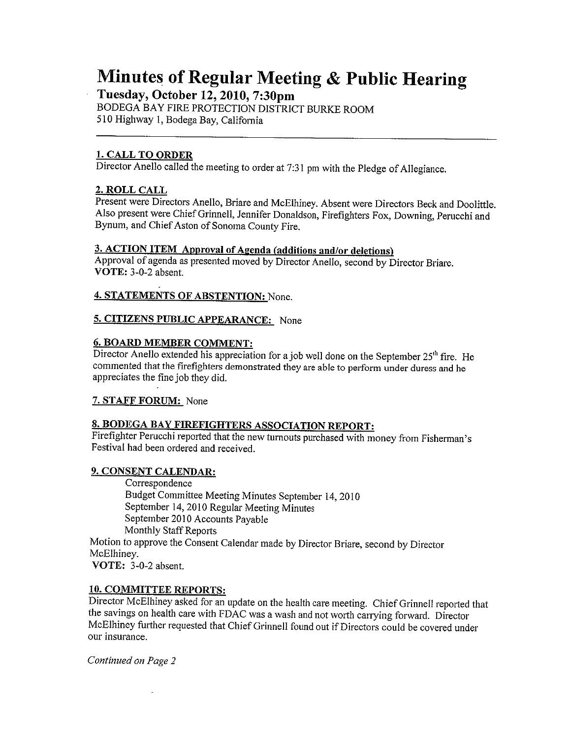# Minutes of Regular Meeting & Public Hearing

## Tuesday, October 12, 2010, 7:30pm

BODEGA BAY FIRE PROTECTION DISTRICT BURKE ROOM
510 Highway 1, Bodega Bay, California

---

**1. CALL TO ORDER**

Director Anello called the meeting to order at 7:31 pm with the Pledge of Allegiance.

**2. ROLL CALL**

Present were Directors Anello, Briare and McElhiney. Absent were Directors Beck and Doolittle. Also present were Chief Grinnell, Jennifer Donaldson, Firefighters Fox, Downing, Perucchi and Bynum, and Chief Aston of Sonoma County Fire.

**3. ACTION ITEM Approval of Agenda (additions and/or deletions)**

Approval of agenda as presented moved by Director Anello, second by Director Briare.
**VOTE:** 3-0-2 absent.

**4. STATEMENTS OF ABSTENTION:** None.

**5. CITIZENS PUBLIC APPEARANCE:** None

**6. BOARD MEMBER COMMENT:**

Director Anello extended his appreciation for a job well done on the September 25th fire. He commented that the firefighters demonstrated they are able to perform under duress and he appreciates the fine job they did.

**7. STAFF FORUM:** None

**8. BODEGA BAY FIREFIGHTERS ASSOCIATION REPORT:**

Firefighter Perucchi reported that the new turnouts purchased with money from Fisherman's Festival had been ordered and received.

**9. CONSENT CALENDAR:**

- Correspondence
- Budget Committee Meeting Minutes September 14, 2010
- September 14, 2010 Regular Meeting Minutes
- September 2010 Accounts Payable
- Monthly Staff Reports

Motion to approve the Consent Calendar made by Director Briare, second by Director McElhiney.
**VOTE:** 3-0-2 absent.

**10. COMMITTEE REPORTS:**

Director McElhiney asked for an update on the health care meeting. Chief Grinnell reported that the savings on health care with FDAC was a wash and not worth carrying forward. Director McElhiney further requested that Chief Grinnell found out if Directors could be covered under our insurance.

*Continued on Page 2*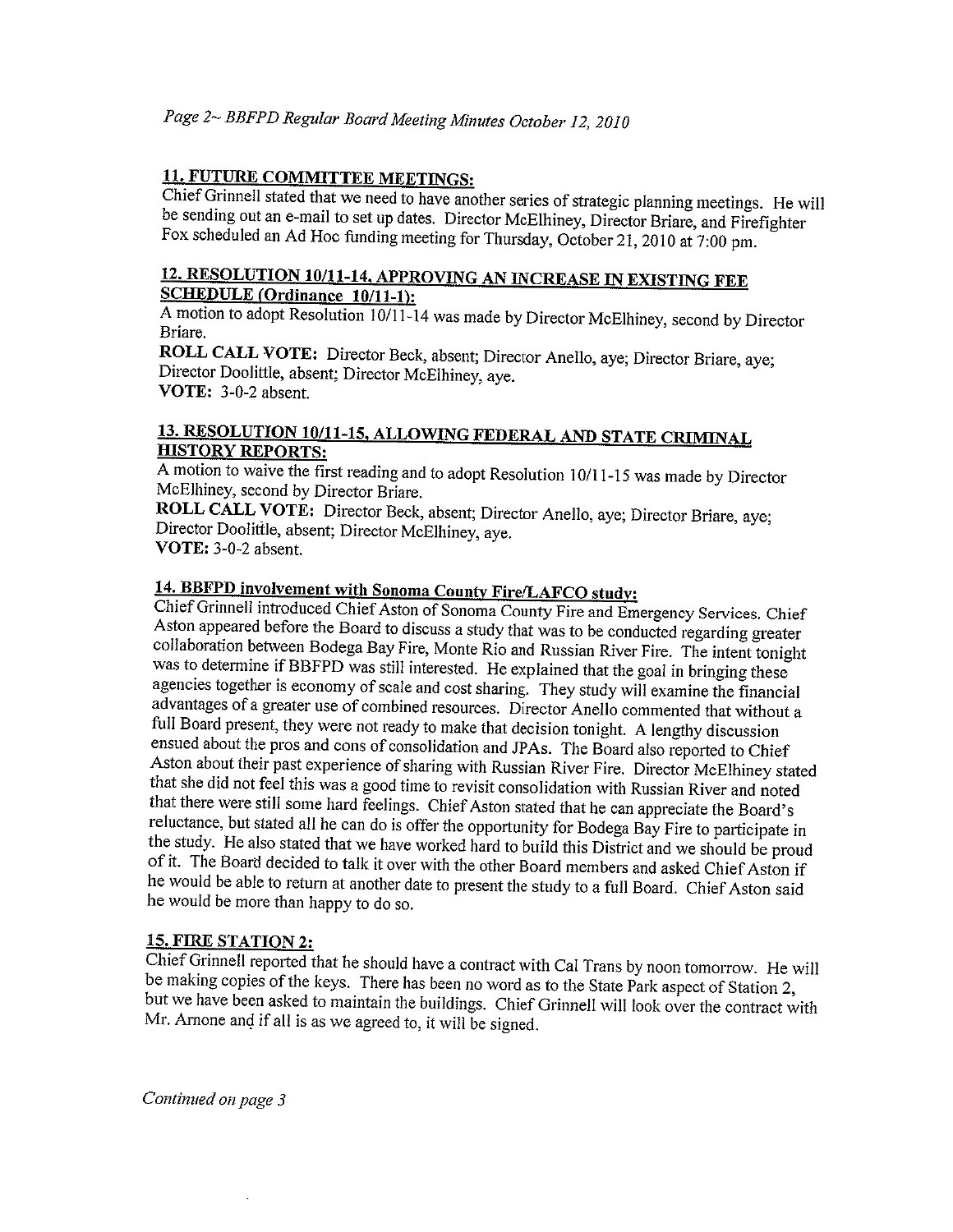## 11. FUTURE COMMITTEE MEETINGS:

Chief Grinnell stated that we need to have another series of strategic planning meetings. He will be sending out an e-mail to set up dates. Director McElhiney, Director Briare, and Firefighter Fox scheduled an Ad Hoc funding meeting for Thursday, October 21, 2010 at 7:00 pm.

## 12. RESOLUTION 10/11-14, APPROVING AN INCREASE IN EXISTING FEE SCHEDULE (Ordinance 10/11-1):

A motion to adopt Resolution 10/11-14 was made by Director McElhiney, second by Director Briare.

**ROLL CALL VOTE:** Director Beck, absent; Director Anello, aye; Director Briare, aye; Director Doolittle, absent; Director McElhiney, aye.

**VOTE:** 3-0-2 absent.

## 13. RESOLUTION 10/11-15, ALLOWING FEDERAL AND STATE CRIMINAL HISTORY REPORTS:

A motion to waive the first reading and to adopt Resolution 10/11-15 was made by Director McElhiney, second by Director Briare.

**ROLL CALL VOTE:** Director Beck, absent; Director Anello, aye; Director Briare, aye; Director Doolittle, absent; Director McElhiney, aye.

**VOTE:** 3-0-2 absent.

## 14. BBFPD involvement with Sonoma County Fire/LAFCO study:

Chief Grinnell introduced Chief Aston of Sonoma County Fire and Emergency Services. Chief Aston appeared before the Board to discuss a study that was to be conducted regarding greater collaboration between Bodega Bay Fire, Monte Rio and Russian River Fire. The intent tonight was to determine if BBFPD was still interested. He explained that the goal in bringing these agencies together is economy of scale and cost sharing. They study will examine the financial advantages of a greater use of combined resources. Director Anello commented that without a full Board present, they were not ready to make that decision tonight. A lengthy discussion ensued about the pros and cons of consolidation and JPAs. The Board also reported to Chief Aston about their past experience of sharing with Russian River Fire. Director McElhiney stated that she did not feel this was a good time to revisit consolidation with Russian River and noted that there were still some hard feelings. Chief Aston stated that he can appreciate the Board's reluctance, but stated all he can do is offer the opportunity for Bodega Bay Fire to participate in the study. He also stated that we have worked hard to build this District and we should be proud of it. The Board decided to talk it over with the other Board members and asked Chief Aston if he would be able to return at another date to present the study to a full Board. Chief Aston said he would be more than happy to do so.

## 15. FIRE STATION 2:

Chief Grinnell reported that he should have a contract with Cal Trans by noon tomorrow. He will be making copies of the keys. There has been no word as to the State Park aspect of Station 2, but we have been asked to maintain the buildings. Chief Grinnell will look over the contract with Mr. Arnone and if all is as we agreed to, it will be signed.

*Continued on page 3*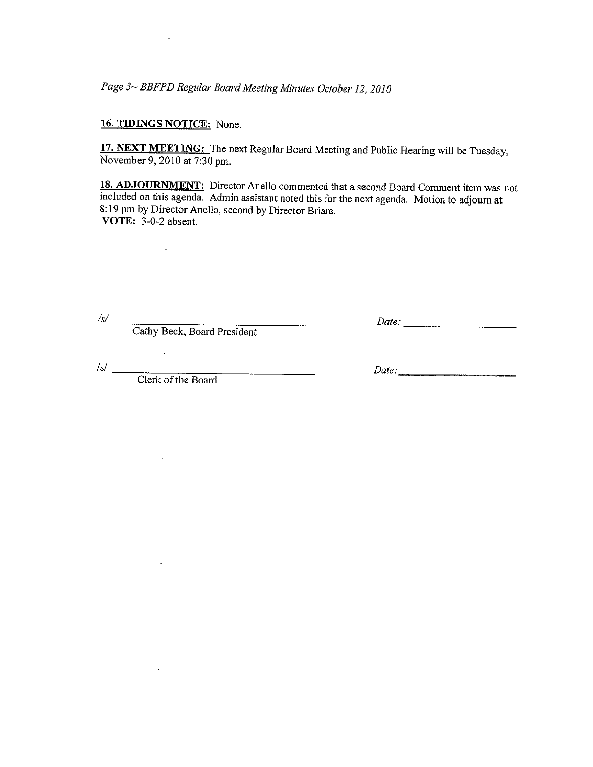**16. TIDINGS NOTICE:** None.

**17. NEXT MEETING:** The next Regular Board Meeting and Public Hearing will be Tuesday, November 9, 2010 at 7:30 pm.

**18. ADJOURNMENT:** Director Anello commented that a second Board Comment item was not included on this agenda. Admin assistant noted this for the next agenda. Motion to adjourn at 8:19 pm by Director Anello, second by Director Briare.
**VOTE:** 3-0-2 absent.

/s/ ______________________________ *Date:* ____________________
Cathy Beck, Board President

/s/ ______________________________ *Date:* ____________________
Clerk of the Board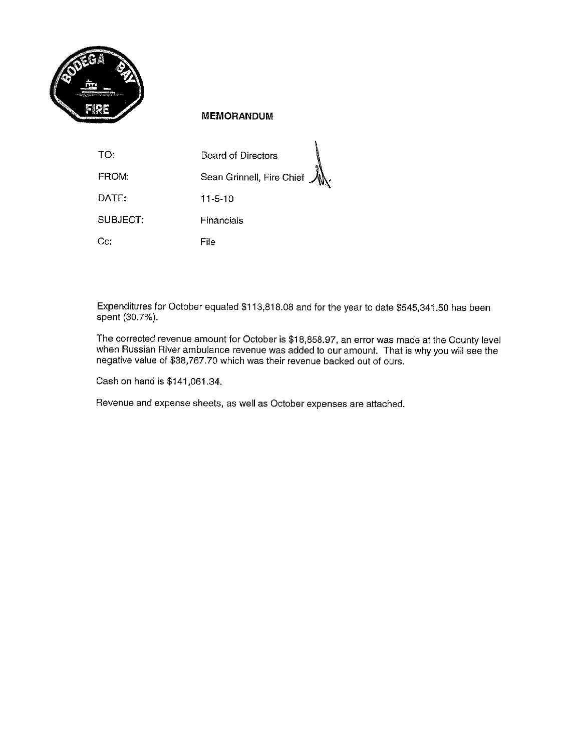# MEMORANDUM

| | |
|---|---|
| TO: | Board of Directors |
| FROM: | Sean Grinnell, Fire Chief |
| DATE: | 11-5-10 |
| SUBJECT: | Financials |
| Cc: | File |

Expenditures for October equaled $113,818.08 and for the year to date $545,341.50 has been spent (30.7%).

The corrected revenue amount for October is $18,858.97, an error was made at the County level when Russian River ambulance revenue was added to our amount. That is why you will see the negative value of $38,767.70 which was their revenue backed out of ours.

Cash on hand is $141,061.34.

Revenue and expense sheets, as well as October expenses are attached.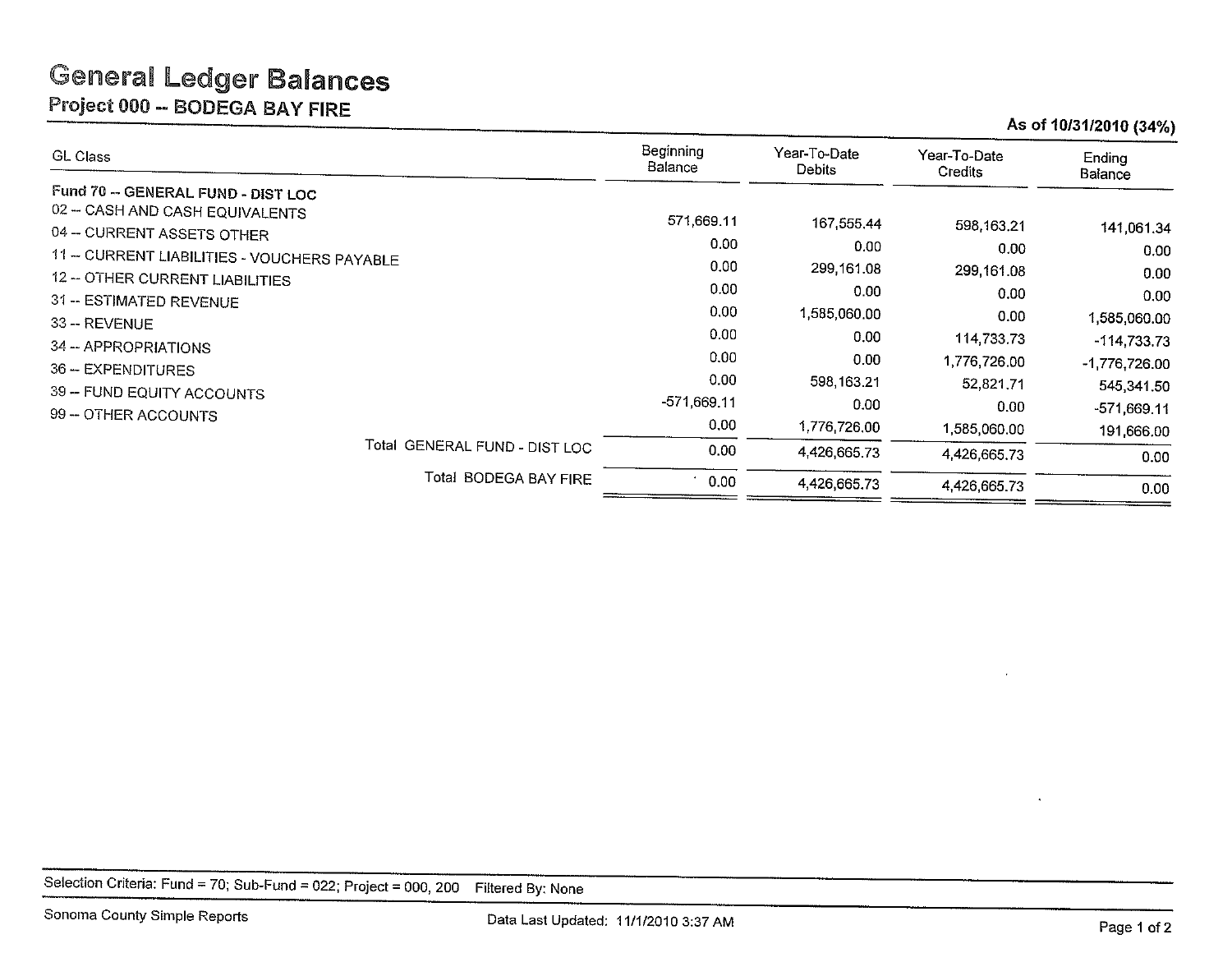# General Ledger Balances

## Project 000 -- BODEGA BAY FIRE

**As of 10/31/2010 (34%)**

| GL Class | Beginning Balance | Year-To-Date Debits | Year-To-Date Credits | Ending Balance |
|---|---|---|---|---|
| **Fund 70 -- GENERAL FUND - DIST LOC** | | | | |
| 02 -- CASH AND CASH EQUIVALENTS | 571,669.11 | 167,555.44 | 598,163.21 | 141,061.34 |
| 04 -- CURRENT ASSETS OTHER | 0.00 | 0.00 | 0.00 | 0.00 |
| 11 -- CURRENT LIABILITIES - VOUCHERS PAYABLE | 0.00 | 299,161.08 | 299,161.08 | 0.00 |
| 12 -- OTHER CURRENT LIABILITIES | 0.00 | 0.00 | 0.00 | 0.00 |
| 31 -- ESTIMATED REVENUE | 0.00 | 1,585,060.00 | 0.00 | 1,585,060.00 |
| 33 -- REVENUE | 0.00 | 0.00 | 114,733.73 | -114,733.73 |
| 34 -- APPROPRIATIONS | 0.00 | 0.00 | 1,776,726.00 | -1,776,726.00 |
| 36 -- EXPENDITURES | 0.00 | 598,163.21 | 52,821.71 | 545,341.50 |
| 39 -- FUND EQUITY ACCOUNTS | -571,669.11 | 0.00 | 0.00 | -571,669.11 |
| 99 -- OTHER ACCOUNTS | 0.00 | 1,776,726.00 | 1,585,060.00 | 191,666.00 |
| Total GENERAL FUND - DIST LOC | 0.00 | 4,426,665.73 | 4,426,665.73 | 0.00 |
| Total BODEGA BAY FIRE | 0.00 | 4,426,665.73 | 4,426,665.73 | 0.00 |

Selection Criteria: Fund = 70; Sub-Fund = 022; Project = 000, 200 Filtered By: None

Sonoma County Simple Reports Data Last Updated: 11/1/2010 3:37 AM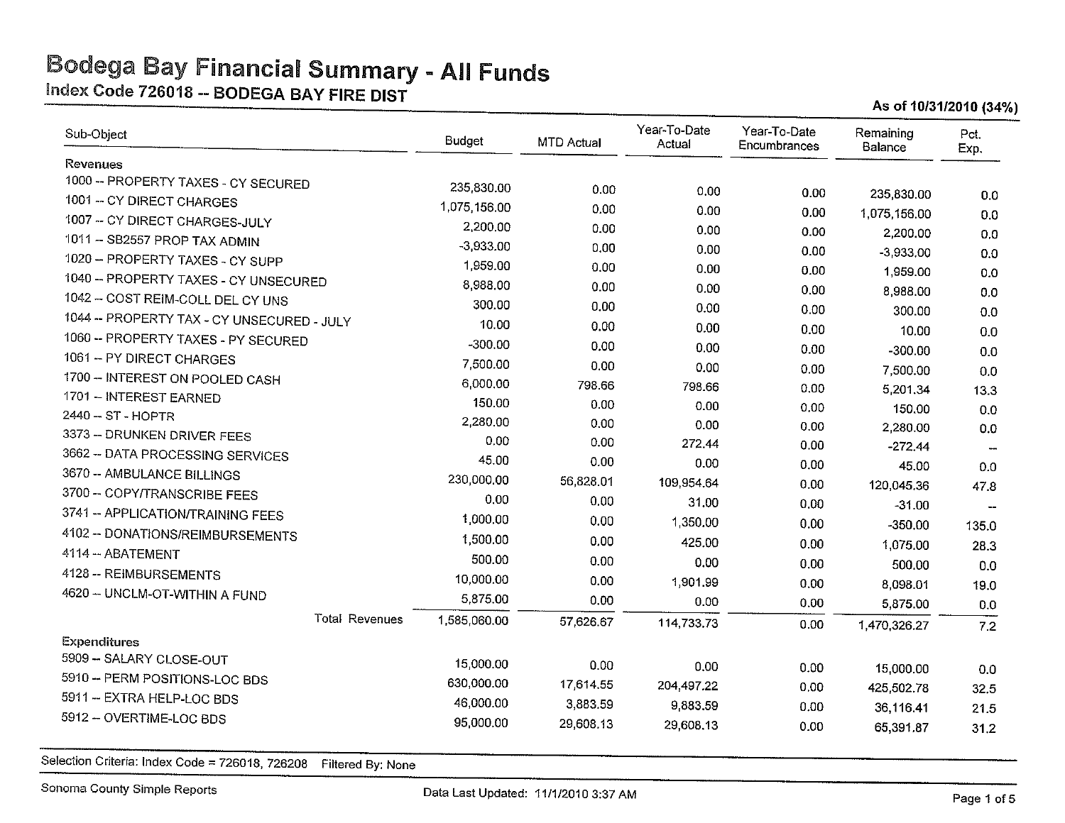# Bodega Bay Financial Summary - All Funds

## Index Code 726018 -- BODEGA BAY FIRE DIST

**As of 10/31/2010 (34%)**

| Sub-Object | Budget | MTD Actual | Year-To-Date Actual | Year-To-Date Encumbrances | Remaining Balance | Pct. Exp. |
|---|---|---|---|---|---|---|
| **Revenues** | | | | | | |
| 1000 -- PROPERTY TAXES - CY SECURED | 235,830.00 | 0.00 | 0.00 | 0.00 | 235,830.00 | 0.0 |
| 1001 -- CY DIRECT CHARGES | 1,075,156.00 | 0.00 | 0.00 | 0.00 | 1,075,156.00 | 0.0 |
| 1007 -- CY DIRECT CHARGES-JULY | 2,200.00 | 0.00 | 0.00 | 0.00 | 2,200.00 | 0.0 |
| 1011 -- SB2557 PROP TAX ADMIN | -3,933.00 | 0.00 | 0.00 | 0.00 | -3,933.00 | 0.0 |
| 1020 -- PROPERTY TAXES - CY SUPP | 1,959.00 | 0.00 | 0.00 | 0.00 | 1,959.00 | 0.0 |
| 1040 -- PROPERTY TAXES - CY UNSECURED | 8,988.00 | 0.00 | 0.00 | 0.00 | 8,988.00 | 0.0 |
| 1042 -- COST REIM-COLL DEL CY UNS | 300.00 | 0.00 | 0.00 | 0.00 | 300.00 | 0.0 |
| 1044 -- PROPERTY TAX - CY UNSECURED - JULY | 10.00 | 0.00 | 0.00 | 0.00 | 10.00 | 0.0 |
| 1060 -- PROPERTY TAXES - PY SECURED | -300.00 | 0.00 | 0.00 | 0.00 | -300.00 | 0.0 |
| 1061 -- PY DIRECT CHARGES | 7,500.00 | 0.00 | 0.00 | 0.00 | 7,500.00 | 0.0 |
| 1700 -- INTEREST ON POOLED CASH | 6,000.00 | 798.66 | 798.66 | 0.00 | 5,201.34 | 13.3 |
| 1701 -- INTEREST EARNED | 150.00 | 0.00 | 0.00 | 0.00 | 150.00 | 0.0 |
| 2440 -- ST - HOPTR | 2,280.00 | 0.00 | 0.00 | 0.00 | 2,280.00 | 0.0 |
| 3373 -- DRUNKEN DRIVER FEES | 0.00 | 0.00 | 272.44 | 0.00 | -272.44 | -- |
| 3662 -- DATA PROCESSING SERVICES | 45.00 | 0.00 | 0.00 | 0.00 | 45.00 | 0.0 |
| 3670 -- AMBULANCE BILLINGS | 230,000.00 | 56,828.01 | 109,954.64 | 0.00 | 120,045.36 | 47.8 |
| 3700 -- COPY/TRANSCRIBE FEES | 0.00 | 0.00 | 31.00 | 0.00 | -31.00 | -- |
| 3741 -- APPLICATION/TRAINING FEES | 1,000.00 | 0.00 | 1,350.00 | 0.00 | -350.00 | 135.0 |
| 4102 -- DONATIONS/REIMBURSEMENTS | 1,500.00 | 0.00 | 425.00 | 0.00 | 1,075.00 | 28.3 |
| 4114 -- ABATEMENT | 500.00 | 0.00 | 0.00 | 0.00 | 500.00 | 0.0 |
| 4128 -- REIMBURSEMENTS | 10,000.00 | 0.00 | 1,901.99 | 0.00 | 8,098.01 | 19.0 |
| 4620 -- UNCLM-OT-WITHIN A FUND | 5,875.00 | 0.00 | 0.00 | 0.00 | 5,875.00 | 0.0 |
| Total Revenues | 1,585,060.00 | 57,626.67 | 114,733.73 | 0.00 | 1,470,326.27 | 7.2 |
| **Expenditures** | | | | | | |
| 5909 -- SALARY CLOSE-OUT | 15,000.00 | 0.00 | 0.00 | 0.00 | 15,000.00 | 0.0 |
| 5910 -- PERM POSITIONS-LOC BDS | 630,000.00 | 17,614.55 | 204,497.22 | 0.00 | 425,502.78 | 32.5 |
| 5911 -- EXTRA HELP-LOC BDS | 46,000.00 | 3,883.59 | 9,883.59 | 0.00 | 36,116.41 | 21.5 |
| 5912 -- OVERTIME-LOC BDS | 95,000.00 | 29,608.13 | 29,608.13 | 0.00 | 65,391.87 | 31.2 |

Selection Criteria: Index Code = 726018, 726208 Filtered By: None

Sonoma County Simple Reports Data Last Updated: 11/1/2010 3:37 AM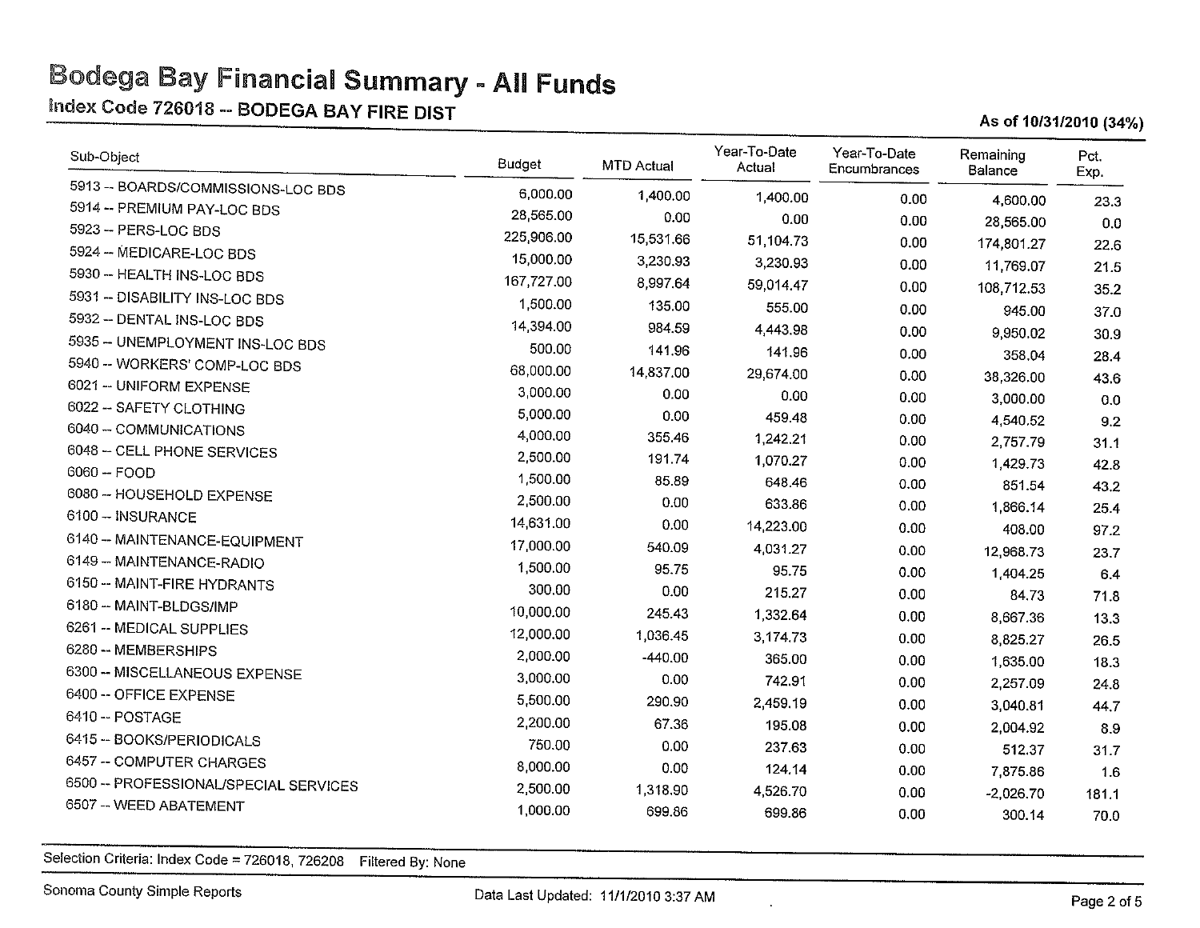# Bodega Bay Financial Summary - All Funds

## Index Code 726018 -- BODEGA BAY FIRE DIST

**As of 10/31/2010 (34%)**

| Sub-Object | Budget | MTD Actual | Year-To-Date Actual | Year-To-Date Encumbrances | Remaining Balance | Pct. Exp. |
|---|---|---|---|---|---|---|
| 5913 -- BOARDS/COMMISSIONS-LOC BDS | 6,000.00 | 1,400.00 | 1,400.00 | 0.00 | 4,600.00 | 23.3 |
| 5914 -- PREMIUM PAY-LOC BDS | 28,565.00 | 0.00 | 0.00 | 0.00 | 28,565.00 | 0.0 |
| 5923 -- PERS-LOC BDS | 225,906.00 | 15,531.66 | 51,104.73 | 0.00 | 174,801.27 | 22.6 |
| 5924 -- MEDICARE-LOC BDS | 15,000.00 | 3,230.93 | 3,230.93 | 0.00 | 11,769.07 | 21.5 |
| 5930 -- HEALTH INS-LOC BDS | 167,727.00 | 8,997.64 | 59,014.47 | 0.00 | 108,712.53 | 35.2 |
| 5931 -- DISABILITY INS-LOC BDS | 1,500.00 | 135.00 | 555.00 | 0.00 | 945.00 | 37.0 |
| 5932 -- DENTAL INS-LOC BDS | 14,394.00 | 984.59 | 4,443.98 | 0.00 | 9,950.02 | 30.9 |
| 5935 -- UNEMPLOYMENT INS-LOC BDS | 500.00 | 141.96 | 141.96 | 0.00 | 358.04 | 28.4 |
| 5940 -- WORKERS' COMP-LOC BDS | 68,000.00 | 14,837.00 | 29,674.00 | 0.00 | 38,326.00 | 43.6 |
| 6021 -- UNIFORM EXPENSE | 3,000.00 | 0.00 | 0.00 | 0.00 | 3,000.00 | 0.0 |
| 6022 -- SAFETY CLOTHING | 5,000.00 | 0.00 | 459.48 | 0.00 | 4,540.52 | 9.2 |
| 6040 -- COMMUNICATIONS | 4,000.00 | 355.46 | 1,242.21 | 0.00 | 2,757.79 | 31.1 |
| 6048 -- CELL PHONE SERVICES | 2,500.00 | 191.74 | 1,070.27 | 0.00 | 1,429.73 | 42.8 |
| 6060 -- FOOD | 1,500.00 | 85.89 | 648.46 | 0.00 | 851.54 | 43.2 |
| 6080 -- HOUSEHOLD EXPENSE | 2,500.00 | 0.00 | 633.86 | 0.00 | 1,866.14 | 25.4 |
| 6100 -- INSURANCE | 14,631.00 | 0.00 | 14,223.00 | 0.00 | 408.00 | 97.2 |
| 6140 -- MAINTENANCE-EQUIPMENT | 17,000.00 | 540.09 | 4,031.27 | 0.00 | 12,968.73 | 23.7 |
| 6149 -- MAINTENANCE-RADIO | 1,500.00 | 95.75 | 95.75 | 0.00 | 1,404.25 | 6.4 |
| 6150 -- MAINT-FIRE HYDRANTS | 300.00 | 0.00 | 215.27 | 0.00 | 84.73 | 71.8 |
| 6180 -- MAINT-BLDGS/IMP | 10,000.00 | 245.43 | 1,332.64 | 0.00 | 8,667.36 | 13.3 |
| 6261 -- MEDICAL SUPPLIES | 12,000.00 | 1,036.45 | 3,174.73 | 0.00 | 8,825.27 | 26.5 |
| 6280 -- MEMBERSHIPS | 2,000.00 | -440.00 | 365.00 | 0.00 | 1,635.00 | 18.3 |
| 6300 -- MISCELLANEOUS EXPENSE | 3,000.00 | 0.00 | 742.91 | 0.00 | 2,257.09 | 24.8 |
| 6400 -- OFFICE EXPENSE | 5,500.00 | 290.90 | 2,459.19 | 0.00 | 3,040.81 | 44.7 |
| 6410 -- POSTAGE | 2,200.00 | 67.36 | 195.08 | 0.00 | 2,004.92 | 8.9 |
| 6415 -- BOOKS/PERIODICALS | 750.00 | 0.00 | 237.63 | 0.00 | 512.37 | 31.7 |
| 6457 -- COMPUTER CHARGES | 8,000.00 | 0.00 | 124.14 | 0.00 | 7,875.86 | 1.6 |
| 6500 -- PROFESSIONAL/SPECIAL SERVICES | 2,500.00 | 1,318.90 | 4,526.70 | 0.00 | -2,026.70 | 181.1 |
| 6507 -- WEED ABATEMENT | 1,000.00 | 699.86 | 699.86 | 0.00 | 300.14 | 70.0 |

Selection Criteria: Index Code = 726018, 726208 Filtered By: None

Sonoma County Simple Reports Data Last Updated: 11/1/2010 3:37 AM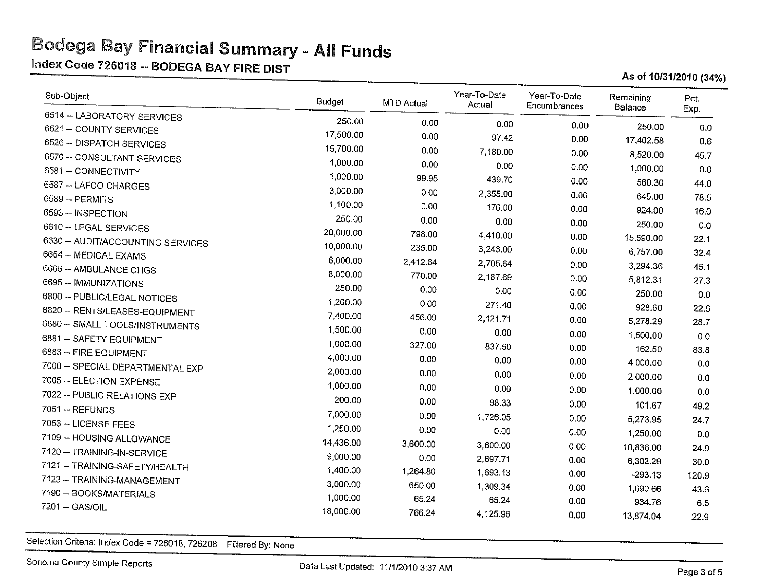# Bodega Bay Financial Summary - All Funds

## Index Code 726018 -- BODEGA BAY FIRE DIST

**As of 10/31/2010 (34%)**

| Sub-Object | Budget | MTD Actual | Year-To-Date Actual | Year-To-Date Encumbrances | Remaining Balance | Pct. Exp. |
|---|---|---|---|---|---|---|
| 6514 -- LABORATORY SERVICES | 250.00 | 0.00 | 0.00 | 0.00 | 250.00 | 0.0 |
| 6521 -- COUNTY SERVICES | 17,500.00 | 0.00 | 97.42 | 0.00 | 17,402.58 | 0.6 |
| 6526 -- DISPATCH SERVICES | 15,700.00 | 0.00 | 7,180.00 | 0.00 | 8,520.00 | 45.7 |
| 6570 -- CONSULTANT SERVICES | 1,000.00 | 0.00 | 0.00 | 0.00 | 1,000.00 | 0.0 |
| 6581 -- CONNECTIVITY | 1,000.00 | 99.95 | 439.70 | 0.00 | 560.30 | 44.0 |
| 6587 -- LAFCO CHARGES | 3,000.00 | 0.00 | 2,355.00 | 0.00 | 645.00 | 78.5 |
| 6589 -- PERMITS | 1,100.00 | 0.00 | 176.00 | 0.00 | 924.00 | 16.0 |
| 6593 -- INSPECTION | 250.00 | 0.00 | 0.00 | 0.00 | 250.00 | 0.0 |
| 6610 -- LEGAL SERVICES | 20,000.00 | 798.00 | 4,410.00 | 0.00 | 15,590.00 | 22.1 |
| 6630 -- AUDIT/ACCOUNTING SERVICES | 10,000.00 | 235.00 | 3,243.00 | 0.00 | 6,757.00 | 32.4 |
| 6654 -- MEDICAL EXAMS | 6,000.00 | 2,412.64 | 2,705.64 | 0.00 | 3,294.36 | 45.1 |
| 6666 -- AMBULANCE CHGS | 8,000.00 | 770.00 | 2,187.69 | 0.00 | 5,812.31 | 27.3 |
| 6695 -- IMMUNIZATIONS | 250.00 | 0.00 | 0.00 | 0.00 | 250.00 | 0.0 |
| 6800 -- PUBLIC/LEGAL NOTICES | 1,200.00 | 0.00 | 271.40 | 0.00 | 928.60 | 22.6 |
| 6820 -- RENTS/LEASES-EQUIPMENT | 7,400.00 | 456.09 | 2,121.71 | 0.00 | 5,278.29 | 28.7 |
| 6880 -- SMALL TOOLS/INSTRUMENTS | 1,500.00 | 0.00 | 0.00 | 0.00 | 1,500.00 | 0.0 |
| 6881 -- SAFETY EQUIPMENT | 1,000.00 | 327.00 | 837.50 | 0.00 | 162.50 | 83.8 |
| 6883 -- FIRE EQUIPMENT | 4,000.00 | 0.00 | 0.00 | 0.00 | 4,000.00 | 0.0 |
| 7000 -- SPECIAL DEPARTMENTAL EXP | 2,000.00 | 0.00 | 0.00 | 0.00 | 2,000.00 | 0.0 |
| 7005 -- ELECTION EXPENSE | 1,000.00 | 0.00 | 0.00 | 0.00 | 1,000.00 | 0.0 |
| 7022 -- PUBLIC RELATIONS EXP | 200.00 | 0.00 | 98.33 | 0.00 | 101.67 | 49.2 |
| 7051 -- REFUNDS | 7,000.00 | 0.00 | 1,726.05 | 0.00 | 5,273.95 | 24.7 |
| 7053 -- LICENSE FEES | 1,250.00 | 0.00 | 0.00 | 0.00 | 1,250.00 | 0.0 |
| 7109 -- HOUSING ALLOWANCE | 14,436.00 | 3,600.00 | 3,600.00 | 0.00 | 10,836.00 | 24.9 |
| 7120 -- TRAINING-IN-SERVICE | 9,000.00 | 0.00 | 2,697.71 | 0.00 | 6,302.29 | 30.0 |
| 7121 -- TRAINING-SAFETY/HEALTH | 1,400.00 | 1,264.80 | 1,693.13 | 0.00 | -293.13 | 120.9 |
| 7123 -- TRAINING-MANAGEMENT | 3,000.00 | 650.00 | 1,309.34 | 0.00 | 1,690.66 | 43.6 |
| 7190 -- BOOKS/MATERIALS | 1,000.00 | 65.24 | 65.24 | 0.00 | 934.76 | 6.5 |
| 7201 -- GAS/OIL | 18,000.00 | 766.24 | 4,125.96 | 0.00 | 13,874.04 | 22.9 |

Selection Criteria: Index Code = 726018, 726208 Filtered By: None

Sonoma County Simple Reports

Data Last Updated: 11/1/2010 3:37 AM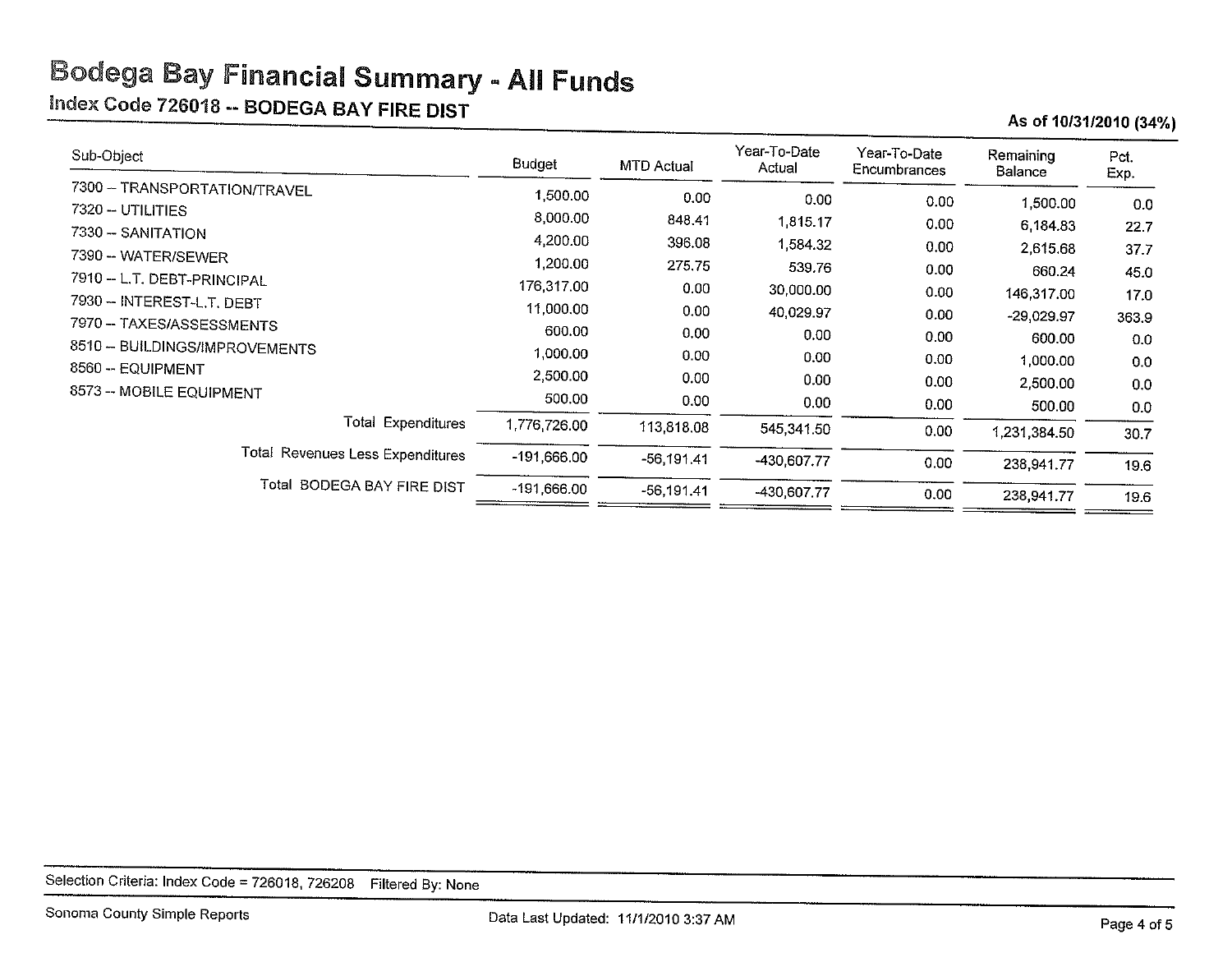# Bodega Bay Financial Summary - All Funds

## Index Code 726018 -- BODEGA BAY FIRE DIST

**As of 10/31/2010 (34%)**

| Sub-Object | Budget | MTD Actual | Year-To-Date Actual | Year-To-Date Encumbrances | Remaining Balance | Pct. Exp. |
|---|---|---|---|---|---|---|
| 7300 -- TRANSPORTATION/TRAVEL | 1,500.00 | 0.00 | 0.00 | 0.00 | 1,500.00 | 0.0 |
| 7320 -- UTILITIES | 8,000.00 | 848.41 | 1,815.17 | 0.00 | 6,184.83 | 22.7 |
| 7330 -- SANITATION | 4,200.00 | 396.08 | 1,584.32 | 0.00 | 2,615.68 | 37.7 |
| 7390 -- WATER/SEWER | 1,200.00 | 275.75 | 539.76 | 0.00 | 660.24 | 45.0 |
| 7910 -- L.T. DEBT-PRINCIPAL | 176,317.00 | 0.00 | 30,000.00 | 0.00 | 146,317.00 | 17.0 |
| 7930 -- INTEREST-L.T. DEBT | 11,000.00 | 0.00 | 40,029.97 | 0.00 | -29,029.97 | 363.9 |
| 7970 -- TAXES/ASSESSMENTS | 600.00 | 0.00 | 0.00 | 0.00 | 600.00 | 0.0 |
| 8510 -- BUILDINGS/IMPROVEMENTS | 1,000.00 | 0.00 | 0.00 | 0.00 | 1,000.00 | 0.0 |
| 8560 -- EQUIPMENT | 2,500.00 | 0.00 | 0.00 | 0.00 | 2,500.00 | 0.0 |
| 8573 -- MOBILE EQUIPMENT | 500.00 | 0.00 | 0.00 | 0.00 | 500.00 | 0.0 |
| Total Expenditures | 1,776,726.00 | 113,818.08 | 545,341.50 | 0.00 | 1,231,384.50 | 30.7 |
| Total Revenues Less Expenditures | -191,666.00 | -56,191.41 | -430,607.77 | 0.00 | 238,941.77 | 19.6 |
| Total BODEGA BAY FIRE DIST | -191,666.00 | -56,191.41 | -430,607.77 | 0.00 | 238,941.77 | 19.6 |

Selection Criteria: Index Code = 726018, 726208 Filtered By: None

Sonoma County Simple Reports — Data Last Updated: 11/1/2010 3:37 AM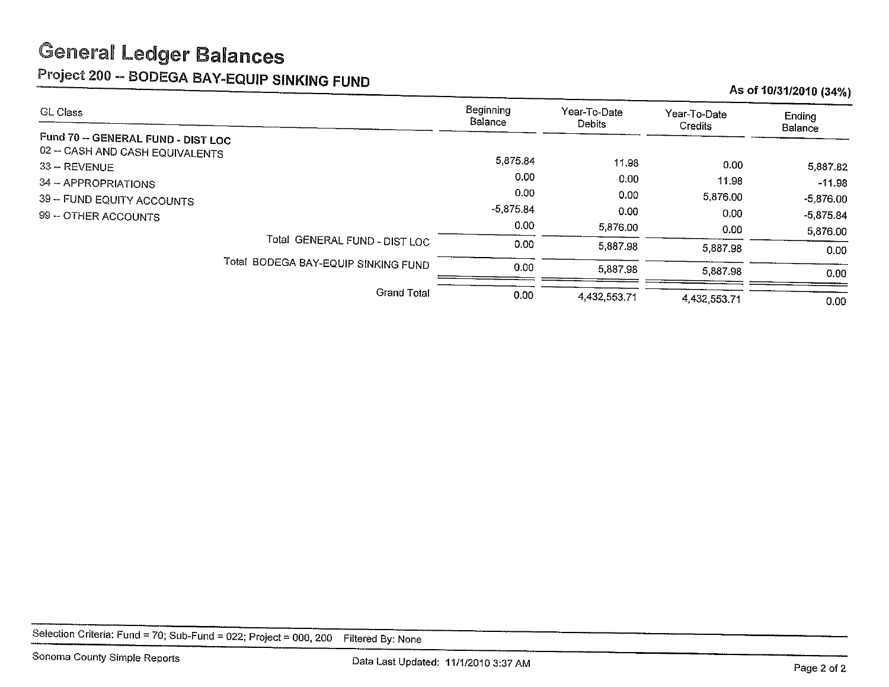# General Ledger Balances

## Project 200 -- BODEGA BAY-EQUIP SINKING FUND

**As of 10/31/2010 (34%)**

| GL Class | Beginning Balance | Year-To-Date Debits | Year-To-Date Credits | Ending Balance |
|---|---|---|---|---|
| **Fund 70 -- GENERAL FUND - DIST LOC** | | | | |
| 02 -- CASH AND CASH EQUIVALENTS | 5,875.84 | 11.98 | 0.00 | 5,887.82 |
| 33 -- REVENUE | 0.00 | 0.00 | 11.98 | -11.98 |
| 34 -- APPROPRIATIONS | 0.00 | 0.00 | 5,876.00 | -5,876.00 |
| 39 -- FUND EQUITY ACCOUNTS | -5,875.84 | 0.00 | 0.00 | -5,875.84 |
| 99 -- OTHER ACCOUNTS | 0.00 | 5,876.00 | 0.00 | 5,876.00 |
| Total GENERAL FUND - DIST LOC | 0.00 | 5,887.98 | 5,887.98 | 0.00 |
| Total BODEGA BAY-EQUIP SINKING FUND | 0.00 | 5,887.98 | 5,887.98 | 0.00 |
| Grand Total | 0.00 | 4,432,553.71 | 4,432,553.71 | 0.00 |

Selection Criteria: Fund = 70; Sub-Fund = 022; Project = 000, 200 Filtered By: None

Sonoma County Simple Reports

Data Last Updated: 11/1/2010 3:37 AM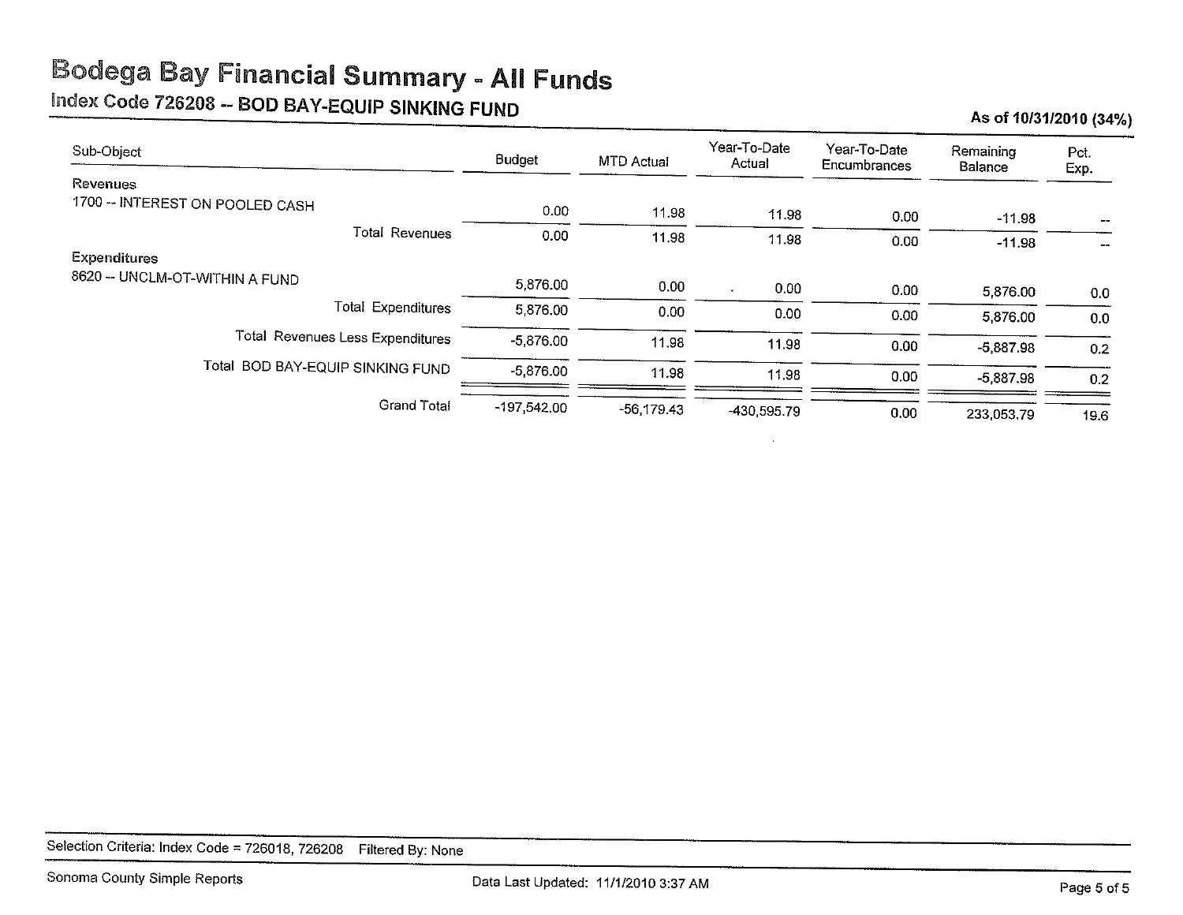# Bodega Bay Financial Summary - All Funds

## Index Code 726208 -- BOD BAY-EQUIP SINKING FUND

**As of 10/31/2010 (34%)**

| Sub-Object | Budget | MTD Actual | Year-To-Date Actual | Year-To-Date Encumbrances | Remaining Balance | Pct. Exp. |
|---|---|---|---|---|---|---|
| **Revenues** | | | | | | |
| 1700 -- INTEREST ON POOLED CASH | 0.00 | 11.98 | 11.98 | 0.00 | -11.98 | -- |
| Total Revenues | 0.00 | 11.98 | 11.98 | 0.00 | -11.98 | -- |
| **Expenditures** | | | | | | |
| 8620 -- UNCLM-OT-WITHIN A FUND | 5,876.00 | 0.00 | 0.00 | 0.00 | 5,876.00 | 0.0 |
| Total Expenditures | 5,876.00 | 0.00 | 0.00 | 0.00 | 5,876.00 | 0.0 |
| Total Revenues Less Expenditures | -5,876.00 | 11.98 | 11.98 | 0.00 | -5,887.98 | 0.2 |
| Total BOD BAY-EQUIP SINKING FUND | -5,876.00 | 11.98 | 11.98 | 0.00 | -5,887.98 | 0.2 |
| Grand Total | -197,542.00 | -56,179.43 | -430,595.79 | 0.00 | 233,053.79 | 19.6 |

Selection Criteria: Index Code = 726018, 726208 Filtered By: None

Sonoma County Simple Reports

Data Last Updated: 11/1/2010 3:37 AM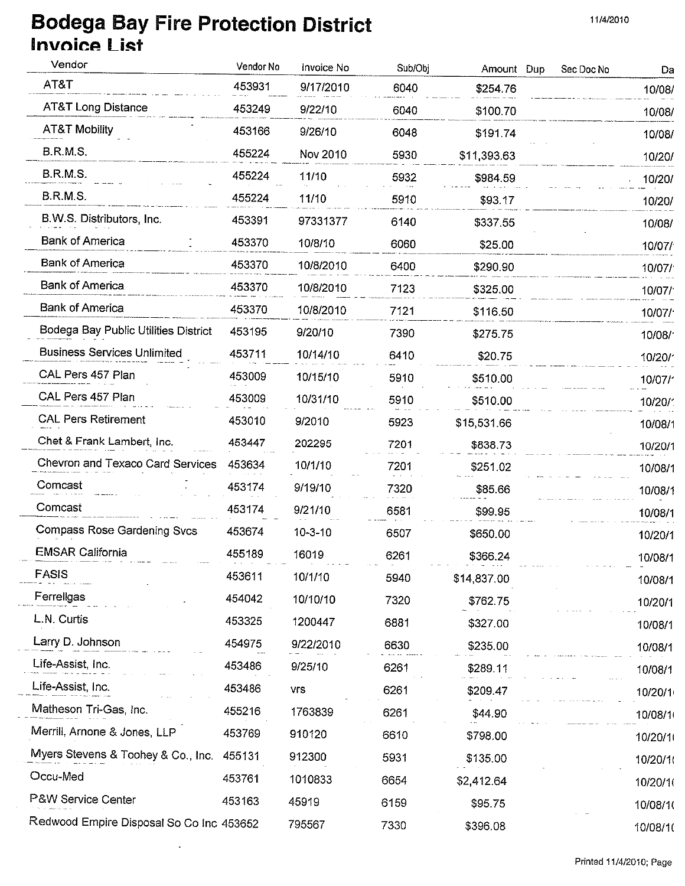# Bodega Bay Fire Protection District

## Invoice List

11/4/2010

| Vendor | Vendor No | Invoice No | Sub/Obj | Amount | Dup | Sec Doc No | Da |
|---|---|---|---|---|---|---|---|
| AT&T | 453931 | 9/17/2010 | 6040 | $254.76 | | | 10/08/ |
| AT&T Long Distance | 453249 | 9/22/10 | 6040 | $100.70 | | | 10/08/ |
| AT&T Mobility | 453166 | 9/26/10 | 6048 | $191.74 | | | 10/08/ |
| B.R.M.S. | 455224 | Nov 2010 | 5930 | $11,393.63 | | | 10/20/ |
| B.R.M.S. | 455224 | 11/10 | 5932 | $984.59 | | | 10/20/ |
| B.R.M.S. | 455224 | 11/10 | 5910 | $93.17 | | | 10/20/ |
| B.W.S. Distributors, Inc. | 453391 | 97331377 | 6140 | $337.55 | | | 10/08/ |
| Bank of America | 453370 | 10/8/10 | 6060 | $25.00 | | | 10/07/ |
| Bank of America | 453370 | 10/8/2010 | 6400 | $290.90 | | | 10/07/ |
| Bank of America | 453370 | 10/8/2010 | 7123 | $325.00 | | | 10/07/ |
| Bank of America | 453370 | 10/8/2010 | 7121 | $116.50 | | | 10/07/ |
| Bodega Bay Public Utilities District | 453195 | 9/20/10 | 7390 | $275.75 | | | 10/08/ |
| Business Services Unlimited | 453711 | 10/14/10 | 6410 | $20.75 | | | 10/20/ |
| CAL Pers 457 Plan | 453009 | 10/15/10 | 5910 | $510.00 | | | 10/07/ |
| CAL Pers 457 Plan | 453009 | 10/31/10 | 5910 | $510.00 | | | 10/20/ |
| CAL Pers Retirement | 453010 | 9/2010 | 5923 | $15,531.66 | | | 10/08/1 |
| Chet & Frank Lambert, Inc. | 453447 | 202295 | 7201 | $838.73 | | | 10/20/1 |
| Chevron and Texaco Card Services | 453634 | 10/1/10 | 7201 | $251.02 | | | 10/08/1 |
| Comcast | 453174 | 9/19/10 | 7320 | $85.66 | | | 10/08/1 |
| Comcast | 453174 | 9/21/10 | 6581 | $99.95 | | | 10/08/1 |
| Compass Rose Gardening Svcs | 453674 | 10-3-10 | 6507 | $650.00 | | | 10/20/1 |
| EMSAR California | 455189 | 16019 | 6261 | $366.24 | | | 10/08/1 |
| FASIS | 453611 | 10/1/10 | 5940 | $14,837.00 | | | 10/08/1 |
| Ferrellgas | 454042 | 10/10/10 | 7320 | $762.75 | | | 10/20/1 |
| L.N. Curtis | 453325 | 1200447 | 6881 | $327.00 | | | 10/08/1 |
| Larry D. Johnson | 454975 | 9/22/2010 | 6630 | $235.00 | | | 10/08/1 |
| Life-Assist, Inc. | 453486 | 9/25/10 | 6261 | $289.11 | | | 10/08/1 |
| Life-Assist, Inc. | 453486 | vrs | 6261 | $209.47 | | | 10/20/1 |
| Matheson Tri-Gas, Inc. | 455216 | 1763839 | 6261 | $44.90 | | | 10/08/1 |
| Merrill, Arnone & Jones, LLP | 453769 | 910120 | 6610 | $798.00 | | | 10/20/1 |
| Myers Stevens & Toohey & Co., Inc. | 455131 | 912300 | 5931 | $135.00 | | | 10/20/1 |
| Occu-Med | 453761 | 1010833 | 6654 | $2,412.64 | | | 10/20/1 |
| P&W Service Center | 453163 | 45919 | 6159 | $95.75 | | | 10/08/1 |
| Redwood Empire Disposal So Co Inc | 453652 | 795567 | 7330 | $396.08 | | | 10/08/1 |

Printed 11/4/2010; Page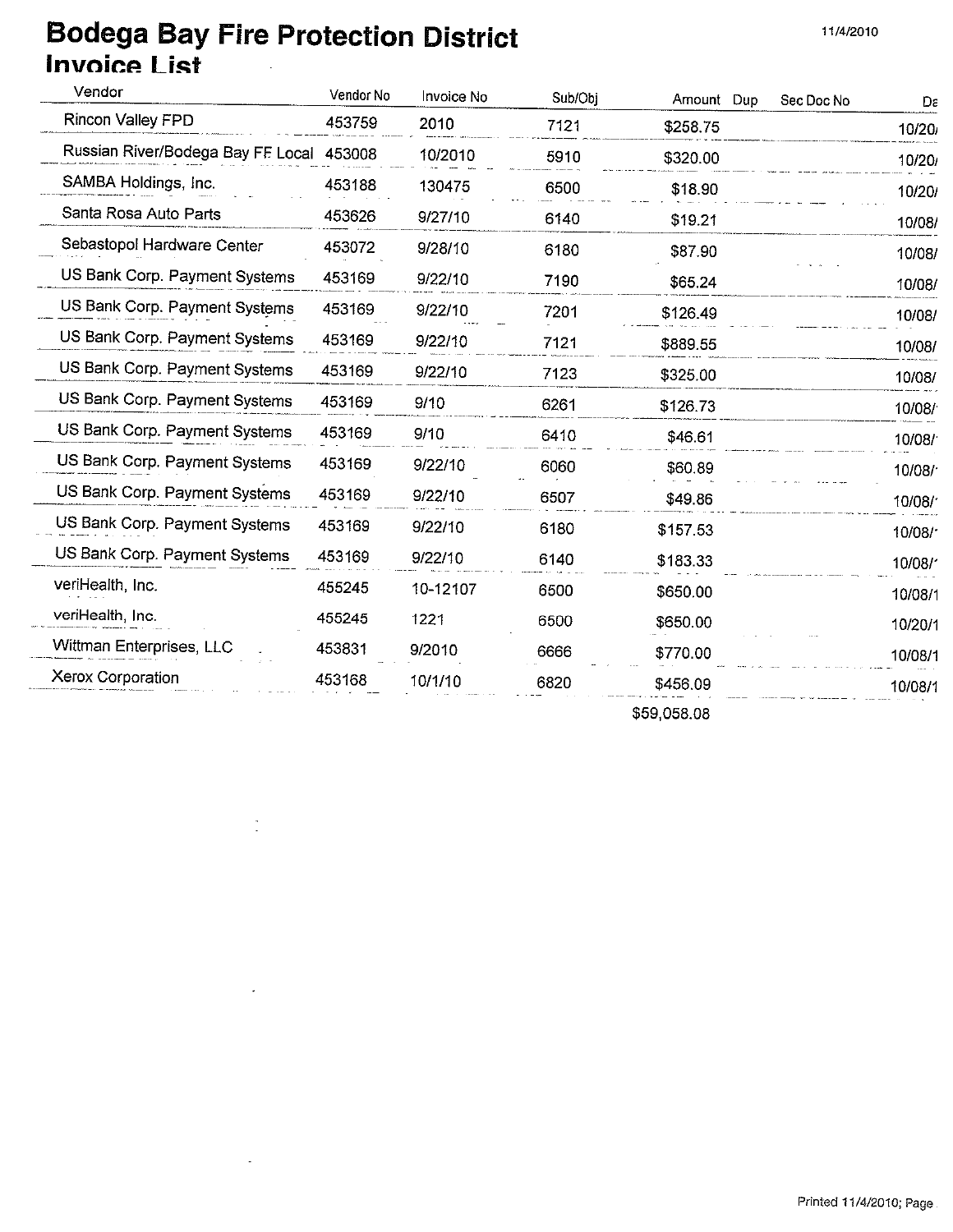# Bodega Bay Fire Protection District

## Invoice List

11/4/2010

| Vendor | Vendor No | Invoice No | Sub/Obj | Amount | Dup | Sec Doc No | Da |
|---|---|---|---|---|---|---|---|
| Rincon Valley FPD | 453759 | 2010 | 7121 | $258.75 | | | 10/20/ |
| Russian River/Bodega Bay FF Local | 453008 | 10/2010 | 5910 | $320.00 | | | 10/20/ |
| SAMBA Holdings, Inc. | 453188 | 130475 | 6500 | $18.90 | | | 10/20/ |
| Santa Rosa Auto Parts | 453626 | 9/27/10 | 6140 | $19.21 | | | 10/08/ |
| Sebastopol Hardware Center | 453072 | 9/28/10 | 6180 | $87.90 | | | 10/08/ |
| US Bank Corp. Payment Systems | 453169 | 9/22/10 | 7190 | $65.24 | | | 10/08/ |
| US Bank Corp. Payment Systems | 453169 | 9/22/10 | 7201 | $126.49 | | | 10/08/ |
| US Bank Corp. Payment Systems | 453169 | 9/22/10 | 7121 | $889.55 | | | 10/08/ |
| US Bank Corp. Payment Systems | 453169 | 9/22/10 | 7123 | $325.00 | | | 10/08/ |
| US Bank Corp. Payment Systems | 453169 | 9/10 | 6261 | $126.73 | | | 10/08/ |
| US Bank Corp. Payment Systems | 453169 | 9/10 | 6410 | $46.61 | | | 10/08/ |
| US Bank Corp. Payment Systems | 453169 | 9/22/10 | 6060 | $60.89 | | | 10/08/ |
| US Bank Corp. Payment Systems | 453169 | 9/22/10 | 6507 | $49.86 | | | 10/08/ |
| US Bank Corp. Payment Systems | 453169 | 9/22/10 | 6180 | $157.53 | | | 10/08/ |
| US Bank Corp. Payment Systems | 453169 | 9/22/10 | 6140 | $183.33 | | | 10/08/ |
| veriHealth, Inc. | 455245 | 10-12107 | 6500 | $650.00 | | | 10/08/1 |
| veriHealth, Inc. | 455245 | 1221 | 6500 | $650.00 | | | 10/20/1 |
| Wittman Enterprises, LLC | 453831 | 9/2010 | 6666 | $770.00 | | | 10/08/1 |
| Xerox Corporation | 453168 | 10/1/10 | 6820 | $456.09 | | | 10/08/1 |
| | | | | $59,058.08 | | | |

Printed 11/4/2010; Page